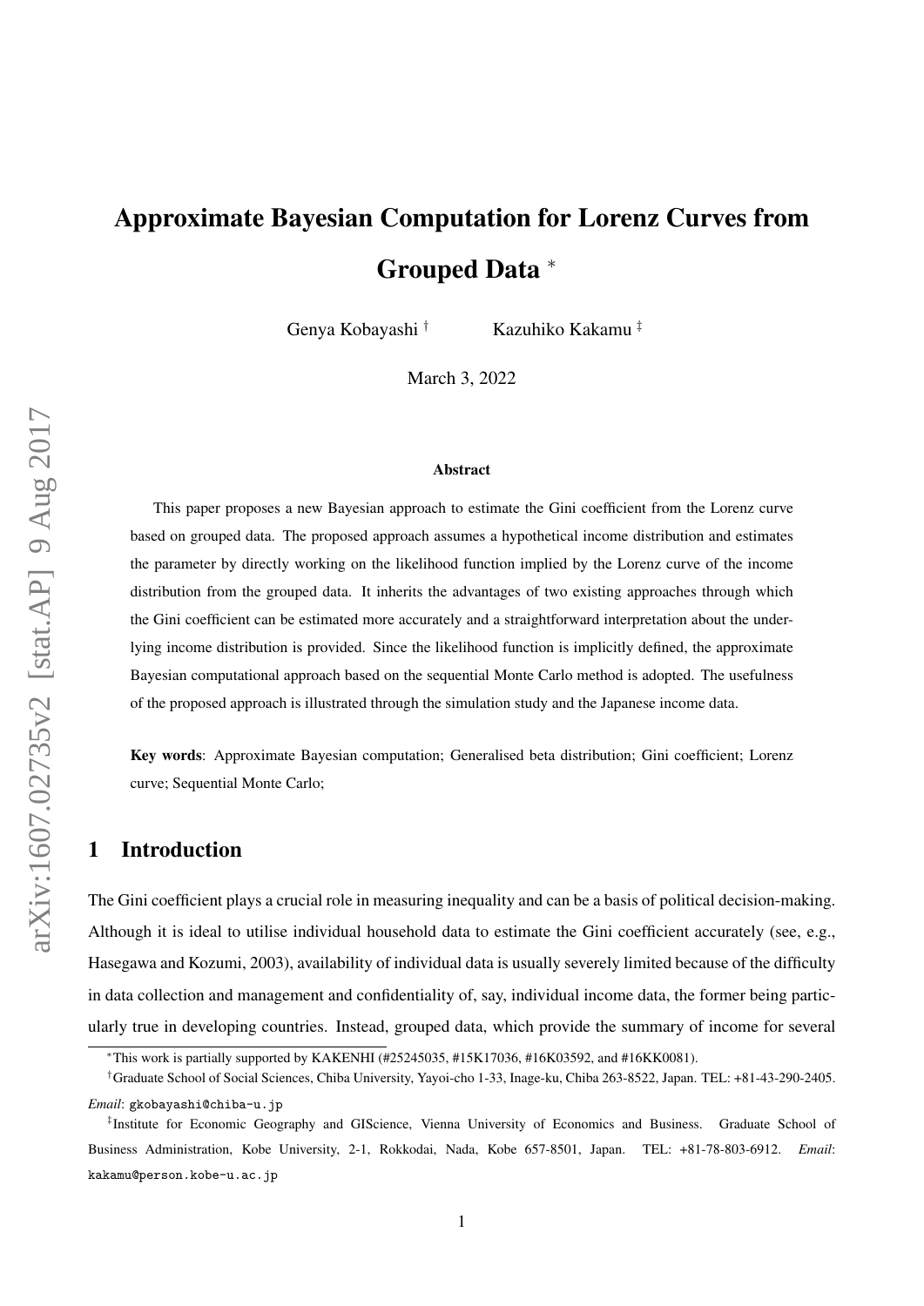# Approximate Bayesian Computation for Lorenz Curves from Grouped Data *

Genya Kobayashi † Kazuhiko Kakamu ‡

March 3, 2022

### Abstract

This paper proposes a new Bayesian approach to estimate the Gini coefficient from the Lorenz curve based on grouped data. The proposed approach assumes a hypothetical income distribution and estimates the parameter by directly working on the likelihood function implied by the Lorenz curve of the income distribution from the grouped data. It inherits the advantages of two existing approaches through which the Gini coefficient can be estimated more accurately and a straightforward interpretation about the underlying income distribution is provided. Since the likelihood function is implicitly defined, the approximate Bayesian computational approach based on the sequential Monte Carlo method is adopted. The usefulness of the proposed approach is illustrated through the simulation study and the Japanese income data.

**Key words**: Approximate Bayesian computation; Generalised beta distribution; Gini coefficient; Lorenz curve; Sequential Monte Carlo;

## 1 Introduction

The Gini coefficient plays a crucial role in measuring inequality and can be a basis of political decision-making. Although it is ideal to utilise individual household data to estimate the Gini coefficient accurately (see, e.g., Hasegawa and Kozumi, 2003), availability of individual data is usually severely limited because of the difficulty in data collection and management and confidentiality of, say, individual income data, the former being particularly true in developing countries. Instead, grouped data, which provide the summary of income for several

*This work is partially supported by KAKENHI (#25245035, #15K17036, #16K03592, and #16KK0081).

†Graduate School of Social Sciences, Chiba University, Yayoi-cho 1-33, Inage-ku, Chiba 263-8522, Japan. TEL: +81-43-290-2405. *Email*: gkobayashi@chiba-u.jp

‡Institute for Economic Geography and GIScience, Vienna University of Economics and Business. Graduate School of Business Administration, Kobe University, 2-1, Rokkodai, Nada, Kobe 657-8501, Japan. TEL: +81-78-803-6912. *Email*: kakamu@person.kobe-u.ac.jp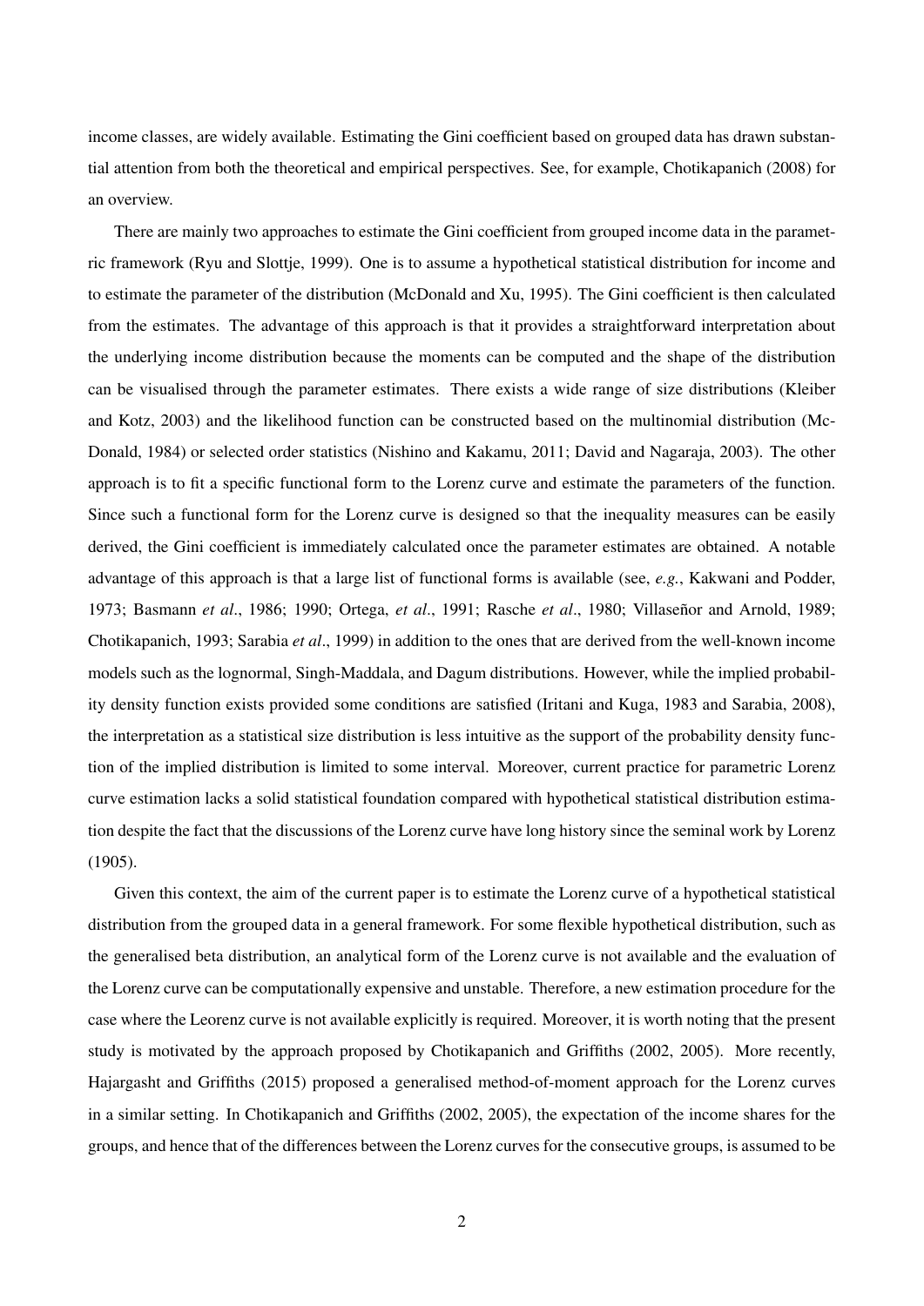income classes, are widely available. Estimating the Gini coefficient based on grouped data has drawn substantial attention from both the theoretical and empirical perspectives. See, for example, Chotikapanich (2008) for an overview.

There are mainly two approaches to estimate the Gini coefficient from grouped income data in the parametric framework (Ryu and Slottje, 1999). One is to assume a hypothetical statistical distribution for income and to estimate the parameter of the distribution (McDonald and Xu, 1995). The Gini coefficient is then calculated from the estimates. The advantage of this approach is that it provides a straightforward interpretation about the underlying income distribution because the moments can be computed and the shape of the distribution can be visualised through the parameter estimates. There exists a wide range of size distributions (Kleiber and Kotz, 2003) and the likelihood function can be constructed based on the multinomial distribution (McDonald, 1984) or selected order statistics (Nishino and Kakamu, 2011; David and Nagaraja, 2003). The other approach is to fit a specific functional form to the Lorenz curve and estimate the parameters of the function. Since such a functional form for the Lorenz curve is designed so that the inequality measures can be easily derived, the Gini coefficient is immediately calculated once the parameter estimates are obtained. A notable advantage of this approach is that a large list of functional forms is available (see, *e.g.*, Kakwani and Podder, 1973; Basmann *et al*., 1986; 1990; Ortega, *et al*., 1991; Rasche *et al*., 1980; Villaseñor and Arnold, 1989; Chotikapanich, 1993; Sarabia *et al*., 1999) in addition to the ones that are derived from the well-known income models such as the lognormal, Singh-Maddala, and Dagum distributions. However, while the implied probability density function exists provided some conditions are satisfied (Iritani and Kuga, 1983 and Sarabia, 2008), the interpretation as a statistical size distribution is less intuitive as the support of the probability density function of the implied distribution is limited to some interval. Moreover, current practice for parametric Lorenz curve estimation lacks a solid statistical foundation compared with hypothetical statistical distribution estimation despite the fact that the discussions of the Lorenz curve have long history since the seminal work by Lorenz (1905).

Given this context, the aim of the current paper is to estimate the Lorenz curve of a hypothetical statistical distribution from the grouped data in a general framework. For some flexible hypothetical distribution, such as the generalised beta distribution, an analytical form of the Lorenz curve is not available and the evaluation of the Lorenz curve can be computationally expensive and unstable. Therefore, a new estimation procedure for the case where the Leorenz curve is not available explicitly is required. Moreover, it is worth noting that the present study is motivated by the approach proposed by Chotikapanich and Griffiths (2002, 2005). More recently, Hajargasht and Griffiths (2015) proposed a generalised method-of-moment approach for the Lorenz curves in a similar setting. In Chotikapanich and Griffiths (2002, 2005), the expectation of the income shares for the groups, and hence that of the differences between the Lorenz curves for the consecutive groups, is assumed to be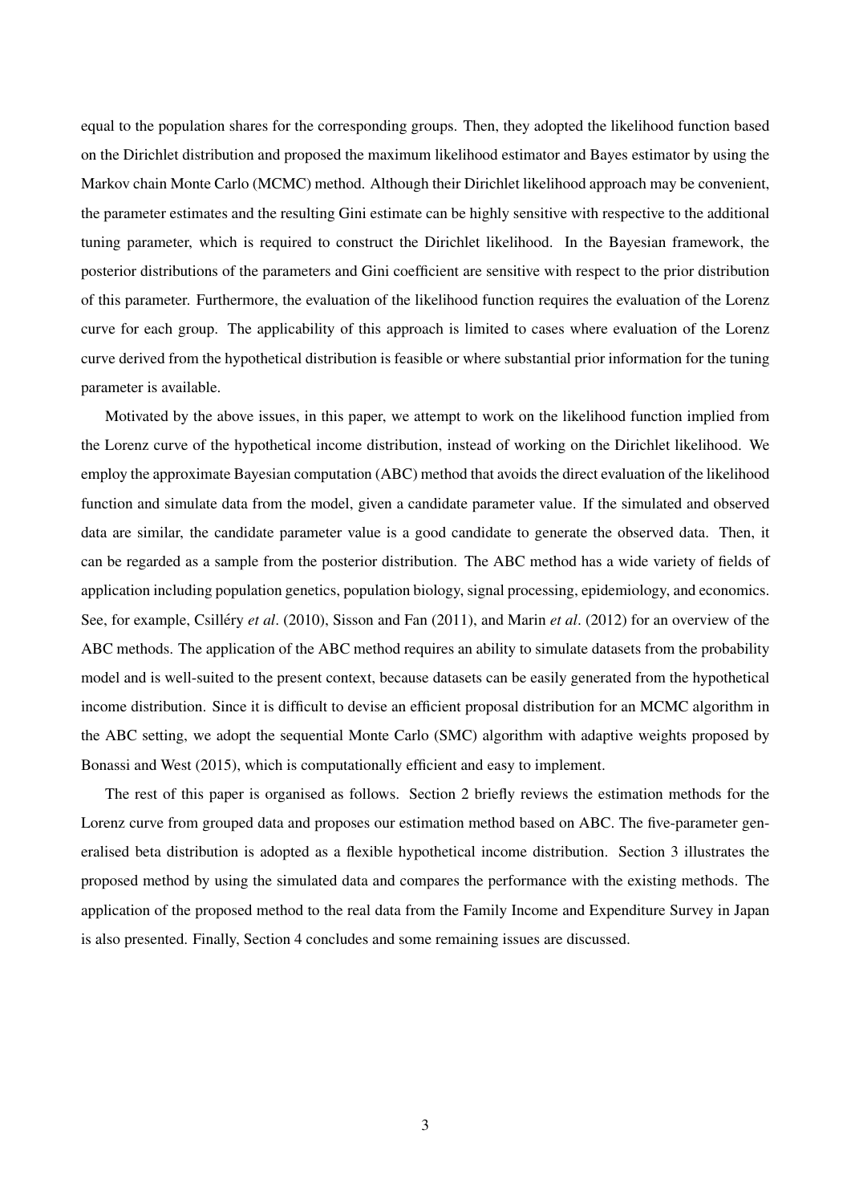equal to the population shares for the corresponding groups. Then, they adopted the likelihood function based on the Dirichlet distribution and proposed the maximum likelihood estimator and Bayes estimator by using the Markov chain Monte Carlo (MCMC) method. Although their Dirichlet likelihood approach may be convenient, the parameter estimates and the resulting Gini estimate can be highly sensitive with respective to the additional tuning parameter, which is required to construct the Dirichlet likelihood. In the Bayesian framework, the posterior distributions of the parameters and Gini coefficient are sensitive with respect to the prior distribution of this parameter. Furthermore, the evaluation of the likelihood function requires the evaluation of the Lorenz curve for each group. The applicability of this approach is limited to cases where evaluation of the Lorenz curve derived from the hypothetical distribution is feasible or where substantial prior information for the tuning parameter is available.

Motivated by the above issues, in this paper, we attempt to work on the likelihood function implied from the Lorenz curve of the hypothetical income distribution, instead of working on the Dirichlet likelihood. We employ the approximate Bayesian computation (ABC) method that avoids the direct evaluation of the likelihood function and simulate data from the model, given a candidate parameter value. If the simulated and observed data are similar, the candidate parameter value is a good candidate to generate the observed data. Then, it can be regarded as a sample from the posterior distribution. The ABC method has a wide variety of fields of application including population genetics, population biology, signal processing, epidemiology, and economics. See, for example, Csilléry *et al*. (2010), Sisson and Fan (2011), and Marin *et al*. (2012) for an overview of the ABC methods. The application of the ABC method requires an ability to simulate datasets from the probability model and is well-suited to the present context, because datasets can be easily generated from the hypothetical income distribution. Since it is difficult to devise an efficient proposal distribution for an MCMC algorithm in the ABC setting, we adopt the sequential Monte Carlo (SMC) algorithm with adaptive weights proposed by Bonassi and West (2015), which is computationally efficient and easy to implement.

The rest of this paper is organised as follows. Section 2 briefly reviews the estimation methods for the Lorenz curve from grouped data and proposes our estimation method based on ABC. The five-parameter generalised beta distribution is adopted as a flexible hypothetical income distribution. Section 3 illustrates the proposed method by using the simulated data and compares the performance with the existing methods. The application of the proposed method to the real data from the Family Income and Expenditure Survey in Japan is also presented. Finally, Section 4 concludes and some remaining issues are discussed.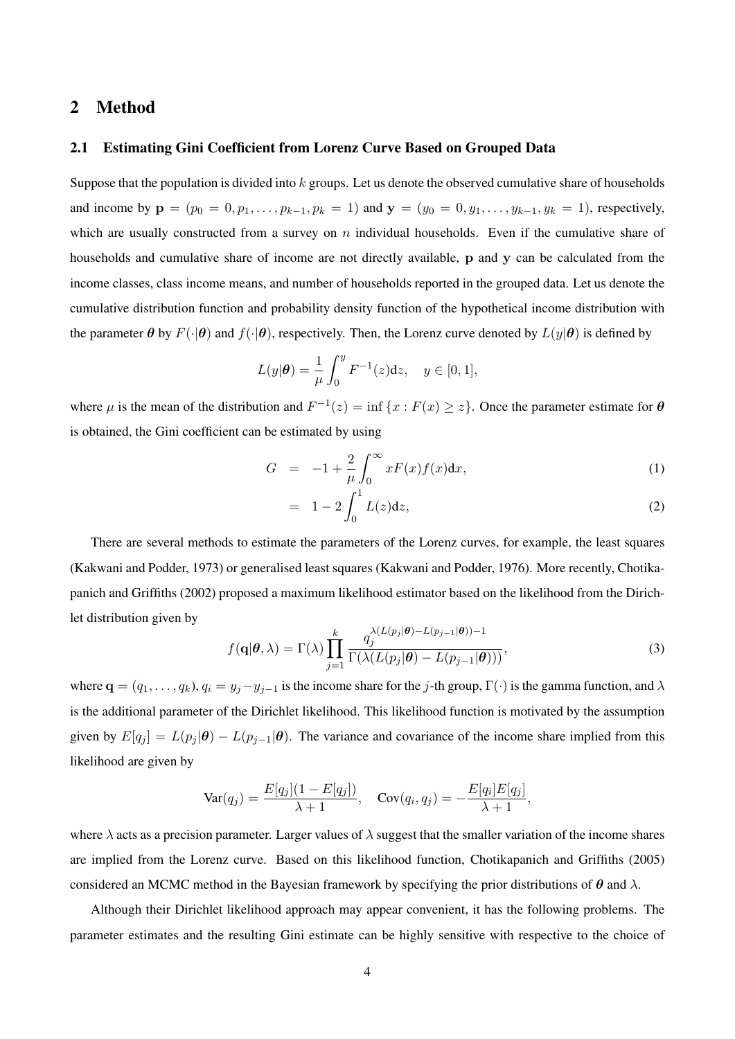## 2 Method

### 2.1 Estimating Gini Coefficient from Lorenz Curve Based on Grouped Data

Suppose that the population is divided into $k$ groups. Let us denote the observed cumulative share of households and income by $\mathbf{p} = (p_0 = 0, p_1, \ldots, p_{k-1}, p_k = 1)$ and $\mathbf{y} = (y_0 = 0, y_1, \ldots, y_{k-1}, y_k = 1)$, respectively, which are usually constructed from a survey on $n$ individual households. Even if the cumulative share of households and cumulative share of income are not directly available, $\mathbf{p}$ and $\mathbf{y}$ can be calculated from the income classes, class income means, and number of households reported in the grouped data. Let us denote the cumulative distribution function and probability density function of the hypothetical income distribution with the parameter $\boldsymbol{\theta}$ by $F(\cdot|\boldsymbol{\theta})$ and $f(\cdot|\boldsymbol{\theta})$, respectively. Then, the Lorenz curve denoted by $L(y|\boldsymbol{\theta})$ is defined by

$$
L(y|\boldsymbol{\theta}) = \frac{1}{\mu}\int_0^y F^{-1}(z)\mathrm{d}z, \quad y \in [0, 1],
$$

where $\mu$ is the mean of the distribution and $F^{-1}(z) = \inf\{x : F(x) \geq z\}$. Once the parameter estimate for $\boldsymbol{\theta}$ is obtained, the Gini coefficient can be estimated by using

$$
\begin{aligned}
G &= -1 + \frac{2}{\mu}\int_0^\infty xF(x)f(x)\mathrm{d}x, &(1)\\
&= 1 - 2\int_0^1 L(z)\mathrm{d}z, &(2)
\end{aligned}
$$

There are several methods to estimate the parameters of the Lorenz curves, for example, the least squares (Kakwani and Podder, 1973) or generalised least squares (Kakwani and Podder, 1976). More recently, Chotikapanich and Griffiths (2002) proposed a maximum likelihood estimator based on the likelihood from the Dirichlet distribution given by

$$
f(\mathbf{q}|\boldsymbol{\theta}, \lambda) = \Gamma(\lambda)\prod_{j=1}^{k}\frac{q_j^{\lambda(L(p_j|\boldsymbol{\theta}) - L(p_{j-1}|\boldsymbol{\theta}))-1}}{\Gamma(\lambda(L(p_j|\boldsymbol{\theta}) - L(p_{j-1}|\boldsymbol{\theta})))}, \tag{3}
$$

where $\mathbf{q} = (q_1, \ldots, q_k)$, $q_i = y_j - y_{j-1}$ is the income share for the $j$-th group, $\Gamma(\cdot)$ is the gamma function, and $\lambda$ is the additional parameter of the Dirichlet likelihood. This likelihood function is motivated by the assumption given by $E[q_j] = L(p_j|\boldsymbol{\theta}) - L(p_{j-1}|\boldsymbol{\theta})$. The variance and covariance of the income share implied from this likelihood are given by

$$
\mathrm{Var}(q_j) = \frac{E[q_j](1 - E[q_j])}{\lambda + 1}, \quad \mathrm{Cov}(q_i, q_j) = -\frac{E[q_i]E[q_j]}{\lambda + 1},
$$

where $\lambda$ acts as a precision parameter. Larger values of $\lambda$ suggest that the smaller variation of the income shares are implied from the Lorenz curve. Based on this likelihood function, Chotikapanich and Griffiths (2005) considered an MCMC method in the Bayesian framework by specifying the prior distributions of $\boldsymbol{\theta}$ and $\lambda$.

Although their Dirichlet likelihood approach may appear convenient, it has the following problems. The parameter estimates and the resulting Gini estimate can be highly sensitive with respective to the choice of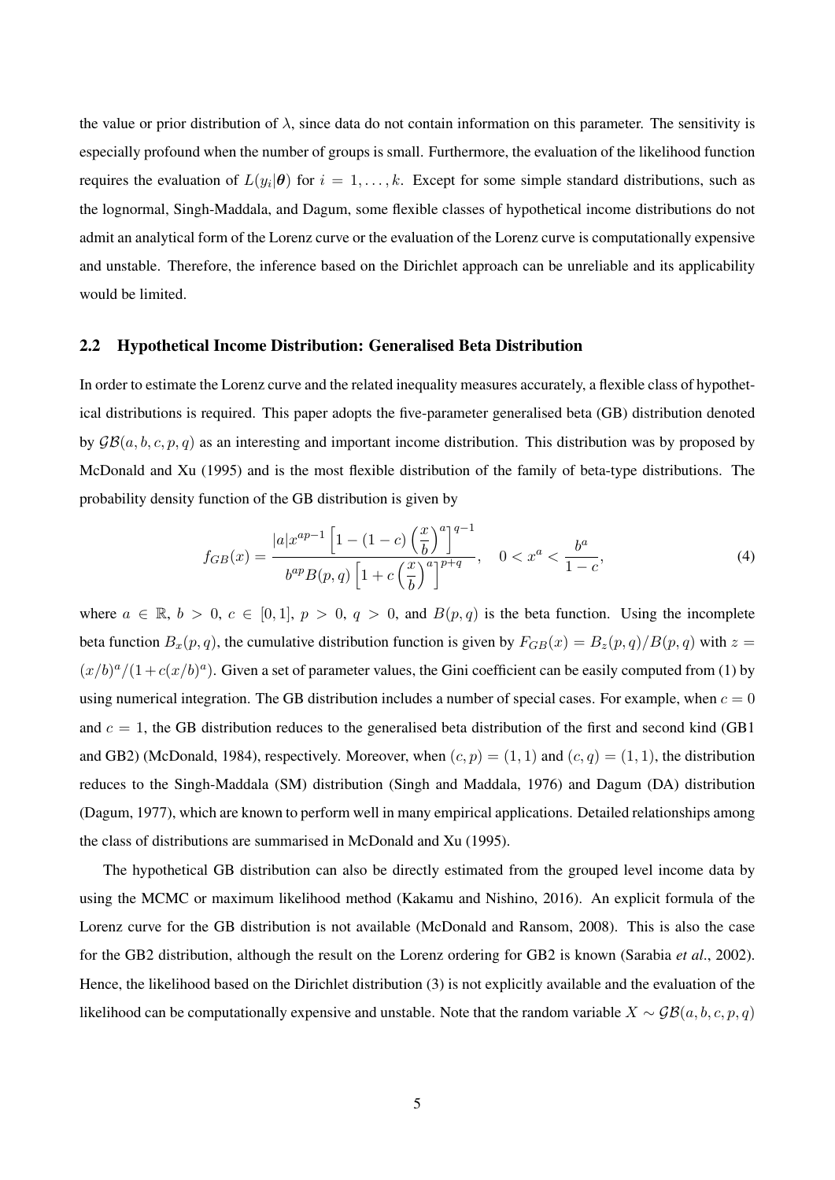the value or prior distribution of $\lambda$, since data do not contain information on this parameter. The sensitivity is especially profound when the number of groups is small. Furthermore, the evaluation of the likelihood function requires the evaluation of $L(y_i|\boldsymbol{\theta})$ for $i = 1, \ldots, k$. Except for some simple standard distributions, such as the lognormal, Singh-Maddala, and Dagum, some flexible classes of hypothetical income distributions do not admit an analytical form of the Lorenz curve or the evaluation of the Lorenz curve is computationally expensive and unstable. Therefore, the inference based on the Dirichlet approach can be unreliable and its applicability would be limited.

## 2.2 Hypothetical Income Distribution: Generalised Beta Distribution

In order to estimate the Lorenz curve and the related inequality measures accurately, a flexible class of hypothetical distributions is required. This paper adopts the five-parameter generalised beta (GB) distribution denoted by $\mathcal{GB}(a, b, c, p, q)$ as an interesting and important income distribution. This distribution was by proposed by McDonald and Xu (1995) and is the most flexible distribution of the family of beta-type distributions. The probability density function of the GB distribution is given by

$$f_{GB}(x) = \frac{|a|x^{ap-1}\left[1 - (1-c)\left(\dfrac{x}{b}\right)^a\right]^{q-1}}{b^{ap}B(p,q)\left[1 + c\left(\dfrac{x}{b}\right)^a\right]^{p+q}}, \quad 0 < x^a < \frac{b^a}{1-c}, \tag{4}$$

where $a \in \mathbb{R}$, $b > 0$, $c \in [0, 1]$, $p > 0$, $q > 0$, and $B(p, q)$ is the beta function. Using the incomplete beta function $B_x(p, q)$, the cumulative distribution function is given by $F_{GB}(x) = B_z(p, q)/B(p, q)$ with $z = (x/b)^a/(1 + c(x/b)^a)$. Given a set of parameter values, the Gini coefficient can be easily computed from (1) by using numerical integration. The GB distribution includes a number of special cases. For example, when $c = 0$ and $c = 1$, the GB distribution reduces to the generalised beta distribution of the first and second kind (GB1 and GB2) (McDonald, 1984), respectively. Moreover, when $(c, p) = (1, 1)$ and $(c, q) = (1, 1)$, the distribution reduces to the Singh-Maddala (SM) distribution (Singh and Maddala, 1976) and Dagum (DA) distribution (Dagum, 1977), which are known to perform well in many empirical applications. Detailed relationships among the class of distributions are summarised in McDonald and Xu (1995).

The hypothetical GB distribution can also be directly estimated from the grouped level income data by using the MCMC or maximum likelihood method (Kakamu and Nishino, 2016). An explicit formula of the Lorenz curve for the GB distribution is not available (McDonald and Ransom, 2008). This is also the case for the GB2 distribution, although the result on the Lorenz ordering for GB2 is known (Sarabia *et al*., 2002). Hence, the likelihood based on the Dirichlet distribution (3) is not explicitly available and the evaluation of the likelihood can be computationally expensive and unstable. Note that the random variable $X \sim \mathcal{GB}(a, b, c, p, q)$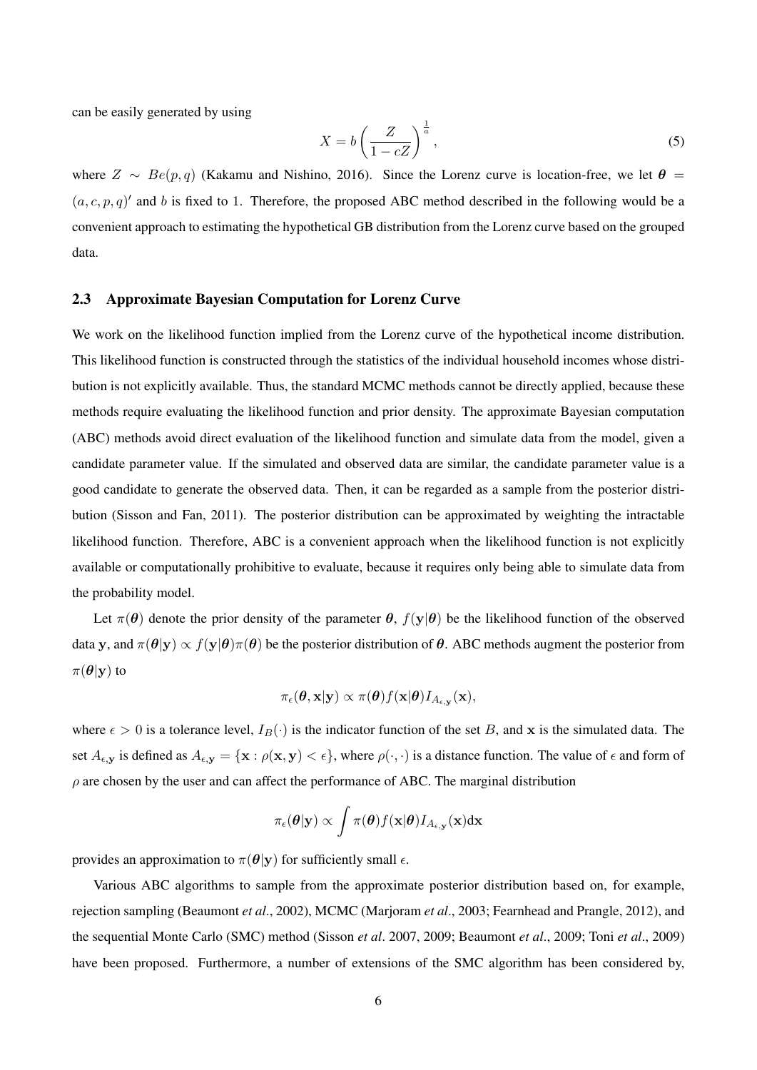can be easily generated by using

$$X = b\left(\frac{Z}{1-cZ}\right)^{\frac{1}{a}}, \tag{5}$$

where $Z \sim Be(p,q)$ (Kakamu and Nishino, 2016). Since the Lorenz curve is location-free, we let $\boldsymbol{\theta} = (a,c,p,q)'$ and $b$ is fixed to 1. Therefore, the proposed ABC method described in the following would be a convenient approach to estimating the hypothetical GB distribution from the Lorenz curve based on the grouped data.

### 2.3 Approximate Bayesian Computation for Lorenz Curve

We work on the likelihood function implied from the Lorenz curve of the hypothetical income distribution. This likelihood function is constructed through the statistics of the individual household incomes whose distribution is not explicitly available. Thus, the standard MCMC methods cannot be directly applied, because these methods require evaluating the likelihood function and prior density. The approximate Bayesian computation (ABC) methods avoid direct evaluation of the likelihood function and simulate data from the model, given a candidate parameter value. If the simulated and observed data are similar, the candidate parameter value is a good candidate to generate the observed data. Then, it can be regarded as a sample from the posterior distribution (Sisson and Fan, 2011). The posterior distribution can be approximated by weighting the intractable likelihood function. Therefore, ABC is a convenient approach when the likelihood function is not explicitly available or computationally prohibitive to evaluate, because it requires only being able to simulate data from the probability model.

Let $\pi(\boldsymbol{\theta})$ denote the prior density of the parameter $\boldsymbol{\theta}$, $f(\mathbf{y}|\boldsymbol{\theta})$ be the likelihood function of the observed data $\mathbf{y}$, and $\pi(\boldsymbol{\theta}|\mathbf{y}) \propto f(\mathbf{y}|\boldsymbol{\theta})\pi(\boldsymbol{\theta})$ be the posterior distribution of $\boldsymbol{\theta}$. ABC methods augment the posterior from $\pi(\boldsymbol{\theta}|\mathbf{y})$ to

$$\pi_\epsilon(\boldsymbol{\theta}, \mathbf{x}|\mathbf{y}) \propto \pi(\boldsymbol{\theta}) f(\mathbf{x}|\boldsymbol{\theta}) I_{A_{\epsilon,\mathbf{y}}}(\mathbf{x}),$$

where $\epsilon > 0$ is a tolerance level, $I_B(\cdot)$ is the indicator function of the set $B$, and $\mathbf{x}$ is the simulated data. The set $A_{\epsilon,\mathbf{y}}$ is defined as $A_{\epsilon,\mathbf{y}} = \{\mathbf{x} : \rho(\mathbf{x},\mathbf{y}) < \epsilon\}$, where $\rho(\cdot,\cdot)$ is a distance function. The value of $\epsilon$ and form of $\rho$ are chosen by the user and can affect the performance of ABC. The marginal distribution

$$\pi_\epsilon(\boldsymbol{\theta}|\mathbf{y}) \propto \int \pi(\boldsymbol{\theta}) f(\mathbf{x}|\boldsymbol{\theta}) I_{A_{\epsilon,\mathbf{y}}}(\mathbf{x}) d\mathbf{x}$$

provides an approximation to $\pi(\boldsymbol{\theta}|\mathbf{y})$ for sufficiently small $\epsilon$.

Various ABC algorithms to sample from the approximate posterior distribution based on, for example, rejection sampling (Beaumont *et al*., 2002), MCMC (Marjoram *et al*., 2003; Fearnhead and Prangle, 2012), and the sequential Monte Carlo (SMC) method (Sisson *et al*. 2007, 2009; Beaumont *et al*., 2009; Toni *et al*., 2009) have been proposed. Furthermore, a number of extensions of the SMC algorithm has been considered by,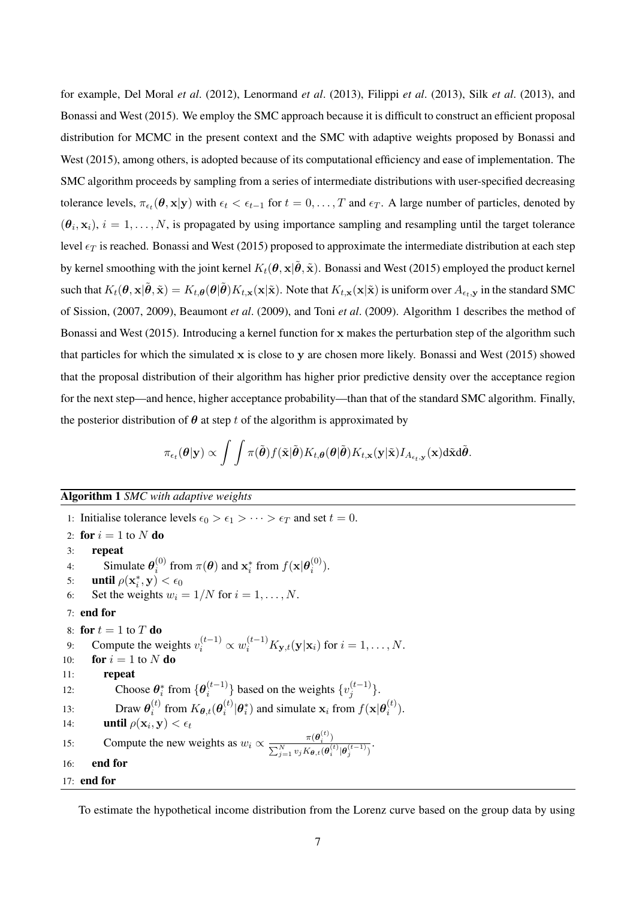for example, Del Moral *et al*. (2012), Lenormand *et al*. (2013), Filippi *et al*. (2013), Silk *et al*. (2013), and Bonassi and West (2015). We employ the SMC approach because it is difficult to construct an efficient proposal distribution for MCMC in the present context and the SMC with adaptive weights proposed by Bonassi and West (2015), among others, is adopted because of its computational efficiency and ease of implementation. The SMC algorithm proceeds by sampling from a series of intermediate distributions with user-specified decreasing tolerance levels, $\pi_{\epsilon_t}(\boldsymbol{\theta}, \mathbf{x}|\mathbf{y})$ with $\epsilon_t < \epsilon_{t-1}$ for $t = 0, \ldots, T$ and $\epsilon_T$. A large number of particles, denoted by $(\boldsymbol{\theta}_i, \mathbf{x}_i)$, $i = 1, \ldots, N$, is propagated by using importance sampling and resampling until the target tolerance level $\epsilon_T$ is reached. Bonassi and West (2015) proposed to approximate the intermediate distribution at each step by kernel smoothing with the joint kernel $K_t(\boldsymbol{\theta}, \mathbf{x}|\tilde{\boldsymbol{\theta}}, \tilde{\mathbf{x}})$. Bonassi and West (2015) employed the product kernel such that $K_t(\boldsymbol{\theta}, \mathbf{x}|\tilde{\boldsymbol{\theta}}, \tilde{\mathbf{x}}) = K_{t,\boldsymbol{\theta}}(\boldsymbol{\theta}|\tilde{\boldsymbol{\theta}})K_{t,\mathbf{x}}(\mathbf{x}|\tilde{\mathbf{x}})$. Note that $K_{t,\mathbf{x}}(\mathbf{x}|\tilde{\mathbf{x}})$ is uniform over $A_{\epsilon_t,\mathbf{y}}$ in the standard SMC of Sission, (2007, 2009), Beaumont *et al*. (2009), and Toni *et al*. (2009). Algorithm 1 describes the method of Bonassi and West (2015). Introducing a kernel function for $\mathbf{x}$ makes the perturbation step of the algorithm such that particles for which the simulated $\mathbf{x}$ is close to $\mathbf{y}$ are chosen more likely. Bonassi and West (2015) showed that the proposal distribution of their algorithm has higher prior predictive density over the acceptance region for the next step—and hence, higher acceptance probability—than that of the standard SMC algorithm. Finally, the posterior distribution of $\boldsymbol{\theta}$ at step $t$ of the algorithm is approximated by

$$\pi_{\epsilon_t}(\boldsymbol{\theta}|\mathbf{y}) \propto \int\int \pi(\tilde{\boldsymbol{\theta}})f(\tilde{\mathbf{x}}|\tilde{\boldsymbol{\theta}})K_{t,\boldsymbol{\theta}}(\boldsymbol{\theta}|\tilde{\boldsymbol{\theta}})K_{t,\mathbf{x}}(\mathbf{y}|\tilde{\mathbf{x}})I_{A_{\epsilon_t,\mathbf{y}}}(\mathbf{x})\mathrm{d}\tilde{\mathbf{x}}\mathrm{d}\tilde{\boldsymbol{\theta}}.$$

**Algorithm 1** *SMC with adaptive weights*

```
1: Initialise tolerance levels ϵ_0 > ϵ_1 > ··· > ϵ_T and set t = 0.
2: for i = 1 to N do
3:     repeat
4:         Simulate θ_i^(0) from π(θ) and x_i^* from f(x|θ_i^(0)).
5:     until ρ(x_i^*, y) < ϵ_0
6:     Set the weights w_i = 1/N for i = 1,...,N.
7: end for
8: for t = 1 to T do
9:     Compute the weights v_i^(t-1) ∝ w_i^(t-1) K_{y,t}(y|x_i) for i = 1,...,N.
10:    for i = 1 to N do
11:        repeat
12:            Choose θ_i^* from {θ_i^(t-1)} based on the weights {v_j^(t-1)}.
13:            Draw θ_i^(t) from K_{θ,t}(θ_i^(t)|θ_i^*) and simulate x_i from f(x|θ_i^(t)).
14:        until ρ(x_i, y) < ϵ_t
15:        Compute the new weights as w_i ∝ π(θ_i^(t)) / Σ_{j=1}^N v_j K_{θ,t}(θ_i^(t)|θ_j^(t-1)).
16:    end for
17: end for
```

To estimate the hypothetical income distribution from the Lorenz curve based on the group data by using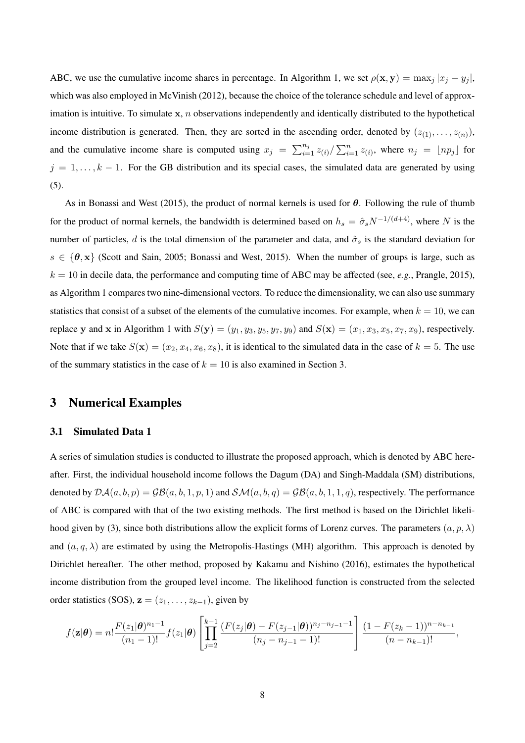ABC, we use the cumulative income shares in percentage. In Algorithm 1, we set $\rho(\mathbf{x}, \mathbf{y}) = \max_j |x_j - y_j|$, which was also employed in McVinish (2012), because the choice of the tolerance schedule and level of approximation is intuitive. To simulate $\mathbf{x}$, $n$ observations independently and identically distributed to the hypothetical income distribution is generated. Then, they are sorted in the ascending order, denoted by $(z_{(1)}, \ldots, z_{(n)})$, and the cumulative income share is computed using $x_j = \sum_{i=1}^{n_j} z_{(i)} / \sum_{i=1}^{n} z_{(i)}$, where $n_j = \lfloor np_j \rfloor$ for $j = 1, \ldots, k-1$. For the GB distribution and its special cases, the simulated data are generated by using (5).

As in Bonassi and West (2015), the product of normal kernels is used for $\boldsymbol{\theta}$. Following the rule of thumb for the product of normal kernels, the bandwidth is determined based on $h_s = \hat{\sigma}_s N^{-1/(d+4)}$, where $N$ is the number of particles, $d$ is the total dimension of the parameter and data, and $\hat{\sigma}_s$ is the standard deviation for $s \in \{\boldsymbol{\theta}, \mathbf{x}\}$ (Scott and Sain, 2005; Bonassi and West, 2015). When the number of groups is large, such as $k = 10$ in decile data, the performance and computing time of ABC may be affected (see, *e.g.*, Prangle, 2015), as Algorithm 1 compares two nine-dimensional vectors. To reduce the dimensionality, we can also use summary statistics that consist of a subset of the elements of the cumulative incomes. For example, when $k = 10$, we can replace $\mathbf{y}$ and $\mathbf{x}$ in Algorithm 1 with $S(\mathbf{y}) = (y_1, y_3, y_5, y_7, y_9)$ and $S(\mathbf{x}) = (x_1, x_3, x_5, x_7, x_9)$, respectively. Note that if we take $S(\mathbf{x}) = (x_2, x_4, x_6, x_8)$, it is identical to the simulated data in the case of $k = 5$. The use of the summary statistics in the case of $k = 10$ is also examined in Section 3.

# 3 Numerical Examples

## 3.1 Simulated Data 1

A series of simulation studies is conducted to illustrate the proposed approach, which is denoted by ABC hereafter. First, the individual household income follows the Dagum (DA) and Singh-Maddala (SM) distributions, denoted by $\mathcal{DA}(a, b, p) = \mathcal{GB}(a, b, 1, p, 1)$ and $\mathcal{SM}(a, b, q) = \mathcal{GB}(a, b, 1, 1, q)$, respectively. The performance of ABC is compared with that of the two existing methods. The first method is based on the Dirichlet likelihood given by (3), since both distributions allow the explicit forms of Lorenz curves. The parameters $(a, p, \lambda)$ and $(a, q, \lambda)$ are estimated by using the Metropolis-Hastings (MH) algorithm. This approach is denoted by Dirichlet hereafter. The other method, proposed by Kakamu and Nishino (2016), estimates the hypothetical income distribution from the grouped level income. The likelihood function is constructed from the selected order statistics (SOS), $\mathbf{z} = (z_1, \ldots, z_{k-1})$, given by

$$f(\mathbf{z}|\boldsymbol{\theta}) = n! \frac{F(z_1|\boldsymbol{\theta})^{n_1-1}}{(n_1-1)!} f(z_1|\boldsymbol{\theta}) \left[ \prod_{j=2}^{k-1} \frac{(F(z_j|\boldsymbol{\theta}) - F(z_{j-1}|\boldsymbol{\theta}))^{n_j - n_{j-1} - 1}}{(n_j - n_{j-1} - 1)!} \right] \frac{(1 - F(z_k - 1))^{n - n_{k-1}}}{(n - n_{k-1})!},$$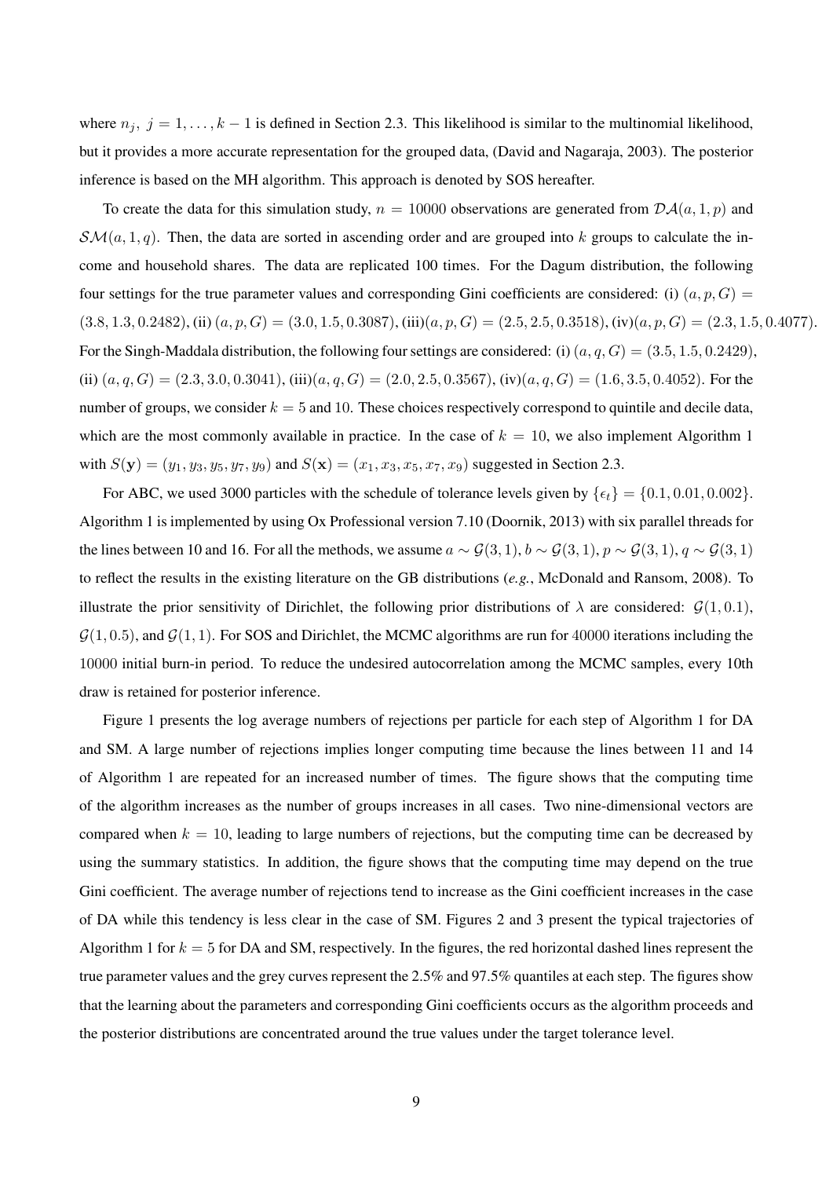where $n_j,\ j = 1, \dots, k-1$ is defined in Section 2.3. This likelihood is similar to the multinomial likelihood, but it provides a more accurate representation for the grouped data, (David and Nagaraja, 2003). The posterior inference is based on the MH algorithm. This approach is denoted by SOS hereafter.

To create the data for this simulation study, $n = 10000$ observations are generated from $\mathcal{DA}(a, 1, p)$ and $\mathcal{SM}(a, 1, q)$. Then, the data are sorted in ascending order and are grouped into $k$ groups to calculate the income and household shares. The data are replicated 100 times. For the Dagum distribution, the following four settings for the true parameter values and corresponding Gini coefficients are considered: (i) $(a, p, G) = (3.8, 1.3, 0.2482)$, (ii) $(a, p, G) = (3.0, 1.5, 0.3087)$, (iii)$(a, p, G) = (2.5, 2.5, 0.3518)$, (iv)$(a, p, G) = (2.3, 1.5, 0.4077)$. For the Singh-Maddala distribution, the following four settings are considered: (i) $(a, q, G) = (3.5, 1.5, 0.2429)$, (ii) $(a, q, G) = (2.3, 3.0, 0.3041)$, (iii)$(a, q, G) = (2.0, 2.5, 0.3567)$, (iv)$(a, q, G) = (1.6, 3.5, 0.4052)$. For the number of groups, we consider $k = 5$ and $10$. These choices respectively correspond to quintile and decile data, which are the most commonly available in practice. In the case of $k = 10$, we also implement Algorithm 1 with $S(\mathbf{y}) = (y_1, y_3, y_5, y_7, y_9)$ and $S(\mathbf{x}) = (x_1, x_3, x_5, x_7, x_9)$ suggested in Section 2.3.

For ABC, we used 3000 particles with the schedule of tolerance levels given by $\{\epsilon_t\} = \{0.1, 0.01, 0.002\}$. Algorithm 1 is implemented by using Ox Professional version 7.10 (Doornik, 2013) with six parallel threads for the lines between 10 and 16. For all the methods, we assume $a \sim \mathcal{G}(3, 1)$, $b \sim \mathcal{G}(3, 1)$, $p \sim \mathcal{G}(3, 1)$, $q \sim \mathcal{G}(3, 1)$ to reflect the results in the existing literature on the GB distributions (*e.g.*, McDonald and Ransom, 2008). To illustrate the prior sensitivity of Dirichlet, the following prior distributions of $\lambda$ are considered: $\mathcal{G}(1, 0.1)$, $\mathcal{G}(1, 0.5)$, and $\mathcal{G}(1, 1)$. For SOS and Dirichlet, the MCMC algorithms are run for $40000$ iterations including the $10000$ initial burn-in period. To reduce the undesired autocorrelation among the MCMC samples, every 10th draw is retained for posterior inference.

Figure 1 presents the log average numbers of rejections per particle for each step of Algorithm 1 for DA and SM. A large number of rejections implies longer computing time because the lines between 11 and 14 of Algorithm 1 are repeated for an increased number of times. The figure shows that the computing time of the algorithm increases as the number of groups increases in all cases. Two nine-dimensional vectors are compared when $k = 10$, leading to large numbers of rejections, but the computing time can be decreased by using the summary statistics. In addition, the figure shows that the computing time may depend on the true Gini coefficient. The average number of rejections tend to increase as the Gini coefficient increases in the case of DA while this tendency is less clear in the case of SM. Figures 2 and 3 present the typical trajectories of Algorithm 1 for $k = 5$ for DA and SM, respectively. In the figures, the red horizontal dashed lines represent the true parameter values and the grey curves represent the 2.5% and 97.5% quantiles at each step. The figures show that the learning about the parameters and corresponding Gini coefficients occurs as the algorithm proceeds and the posterior distributions are concentrated around the true values under the target tolerance level.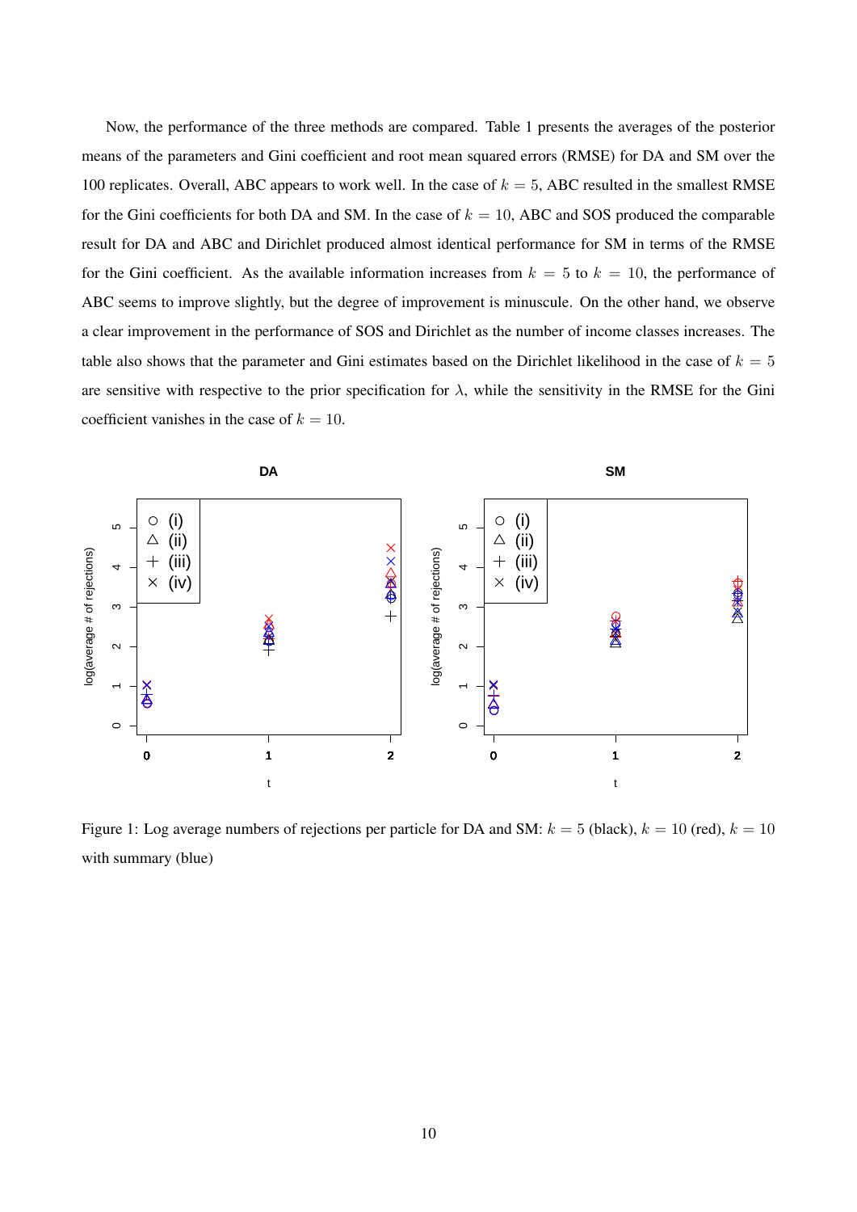Now, the performance of the three methods are compared. Table 1 presents the averages of the posterior means of the parameters and Gini coefficient and root mean squared errors (RMSE) for DA and SM over the 100 replicates. Overall, ABC appears to work well. In the case of $k = 5$, ABC resulted in the smallest RMSE for the Gini coefficients for both DA and SM. In the case of $k = 10$, ABC and SOS produced the comparable result for DA and ABC and Dirichlet produced almost identical performance for SM in terms of the RMSE for the Gini coefficient. As the available information increases from $k = 5$ to $k = 10$, the performance of ABC seems to improve slightly, but the degree of improvement is minuscule. On the other hand, we observe a clear improvement in the performance of SOS and Dirichlet as the number of income classes increases. The table also shows that the parameter and Gini estimates based on the Dirichlet likelihood in the case of $k = 5$ are sensitive with respective to the prior specification for $\lambda$, while the sensitivity in the RMSE for the Gini coefficient vanishes in the case of $k = 10$.

Figure 1: Log average numbers of rejections per particle for DA and SM: $k = 5$ (black), $k = 10$ (red), $k = 10$ with summary (blue)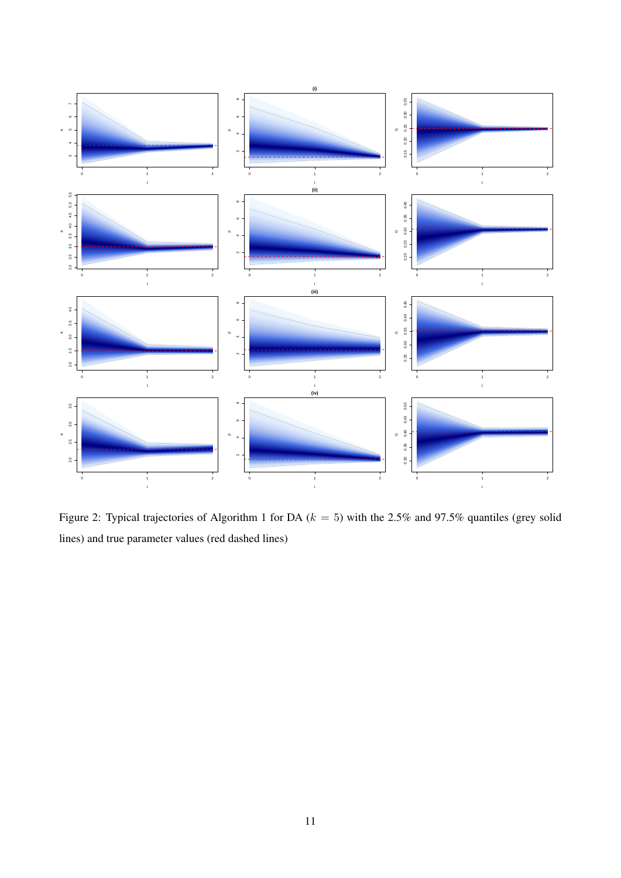Figure 2: Typical trajectories of Algorithm 1 for DA ($k = 5$) with the 2.5% and 97.5% quantiles (grey solid lines) and true parameter values (red dashed lines)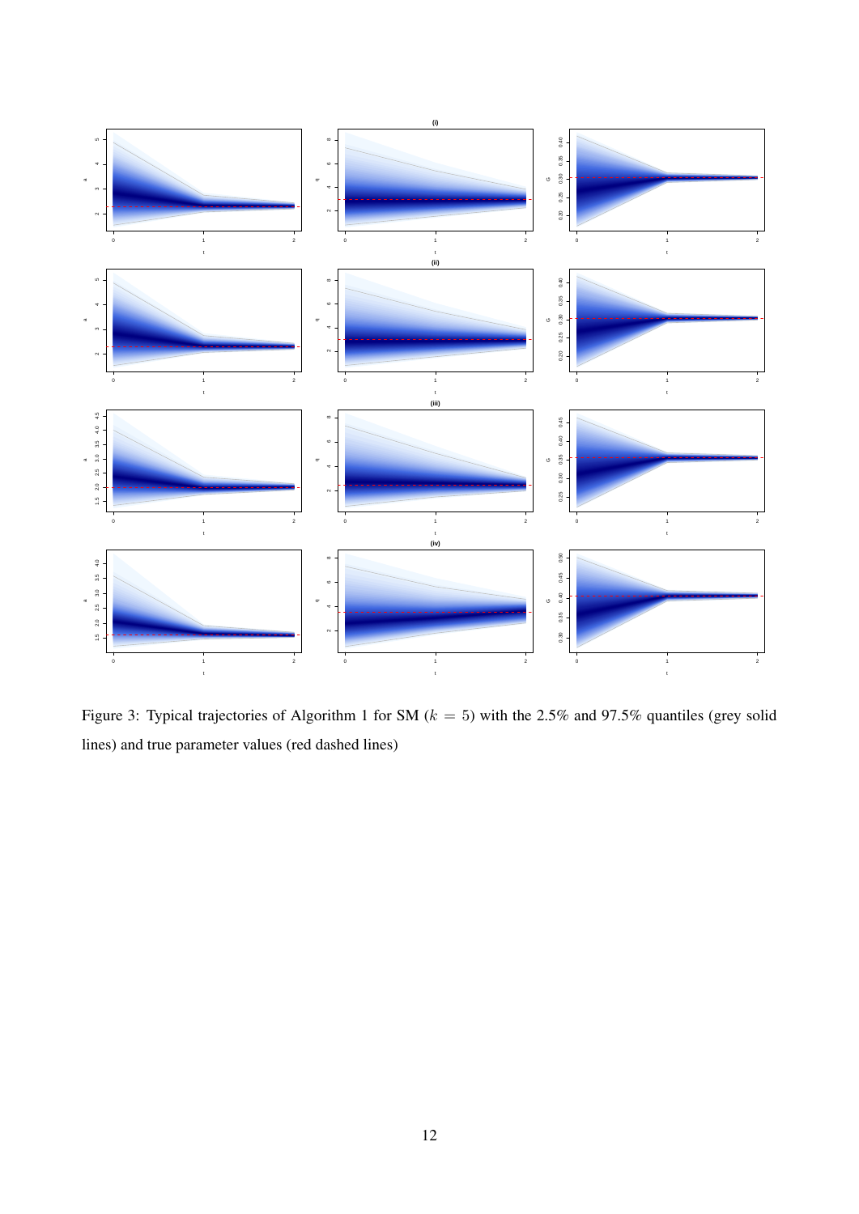Figure 3: Typical trajectories of Algorithm 1 for SM ($k = 5$) with the 2.5% and 97.5% quantiles (grey solid lines) and true parameter values (red dashed lines)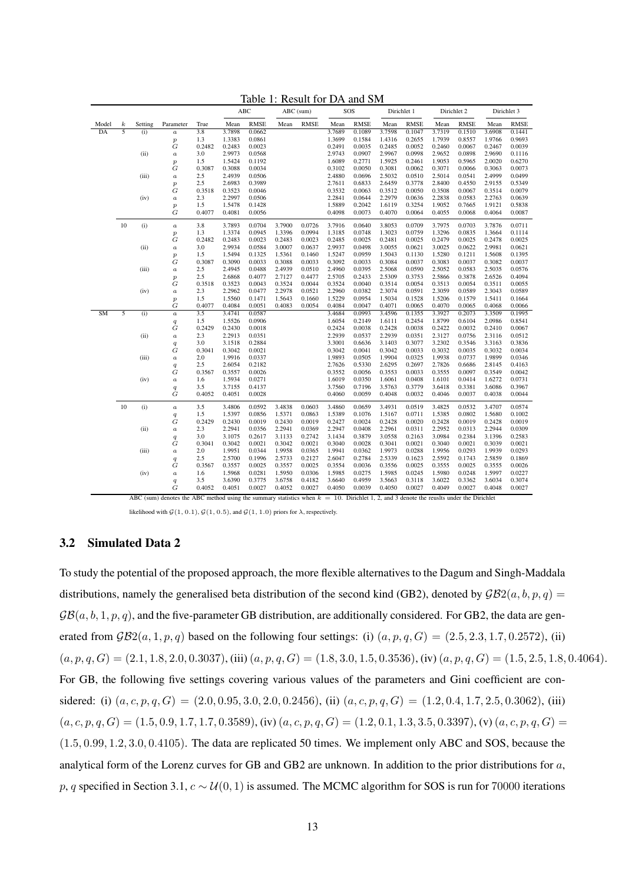Table 1: Result for DA and SM

| Model | $k$ | Setting | Parameter | True | ABC Mean | ABC RMSE | ABC (sum) Mean | ABC (sum) RMSE | SOS Mean | SOS RMSE | Dirichlet 1 Mean | Dirichlet 1 RMSE | Dirichlet 2 Mean | Dirichlet 2 RMSE | Dirichlet 3 Mean | Dirichlet 3 RMSE |
|---|---|---|---|---|---|---|---|---|---|---|---|---|---|---|---|---|
| DA | 5 | (i) | $a$ | 3.8 | 3.7898 | 0.0662 | | | 3.7689 | 0.1089 | 3.7598 | 0.1047 | 3.7319 | 0.1510 | 3.6908 | 0.1441 |
| | | | $p$ | 1.3 | 1.3383 | 0.0861 | | | 1.3699 | 0.1584 | 1.4316 | 0.2655 | 1.7939 | 0.8557 | 1.9766 | 0.9693 |
| | | | $G$ | 0.2482 | 0.2483 | 0.0023 | | | 0.2491 | 0.0035 | 0.2485 | 0.0052 | 0.2460 | 0.0067 | 0.2467 | 0.0039 |
| | | (ii) | $a$ | 3.0 | 2.9973 | 0.0568 | | | 2.9743 | 0.0907 | 2.9967 | 0.0998 | 2.9652 | 0.0898 | 2.9690 | 0.1116 |
| | | | $p$ | 1.5 | 1.5424 | 0.1192 | | | 1.6089 | 0.2771 | 1.5925 | 0.2461 | 1.9053 | 0.5965 | 2.0020 | 0.6270 |
| | | | $G$ | 0.3087 | 0.3088 | 0.0034 | | | 0.3102 | 0.0050 | 0.3081 | 0.0062 | 0.3071 | 0.0066 | 0.3063 | 0.0073 |
| | | (iii) | $a$ | 2.5 | 2.4939 | 0.0506 | | | 2.4880 | 0.0696 | 2.5032 | 0.0510 | 2.5014 | 0.0541 | 2.4999 | 0.0499 |
| | | | $p$ | 2.5 | 2.6983 | 0.3989 | | | 2.7611 | 0.6833 | 2.6459 | 0.3778 | 2.8400 | 0.4550 | 2.9155 | 0.5349 |
| | | | $G$ | 0.3518 | 0.3523 | 0.0046 | | | 0.3532 | 0.0063 | 0.3512 | 0.0050 | 0.3508 | 0.0067 | 0.3514 | 0.0079 |
| | | (iv) | $a$ | 2.3 | 2.2997 | 0.0506 | | | 2.2841 | 0.0644 | 2.2979 | 0.0636 | 2.2838 | 0.0583 | 2.2763 | 0.0639 |
| | | | $p$ | 1.5 | 1.5478 | 0.1428 | | | 1.5889 | 0.2042 | 1.6119 | 0.3254 | 1.9052 | 0.7665 | 1.9121 | 0.5838 |
| | | | $G$ | 0.4077 | 0.4081 | 0.0056 | | | 0.4098 | 0.0073 | 0.4070 | 0.0064 | 0.4055 | 0.0068 | 0.4064 | 0.0087 |
| | 10 | (i) | $a$ | 3.8 | 3.7893 | 0.0704 | 3.7900 | 0.0726 | 3.7916 | 0.0640 | 3.8053 | 0.0709 | 3.7975 | 0.0703 | 3.7876 | 0.0711 |
| | | | $p$ | 1.3 | 1.3374 | 0.0945 | 1.3396 | 0.0994 | 1.3185 | 0.0748 | 1.3023 | 0.0759 | 1.3296 | 0.0835 | 1.3664 | 0.1114 |
| | | | $G$ | 0.2482 | 0.2483 | 0.0023 | 0.2483 | 0.0023 | 0.2485 | 0.0025 | 0.2481 | 0.0025 | 0.2479 | 0.0025 | 0.2478 | 0.0025 |
| | | (ii) | $a$ | 3.0 | 2.9934 | 0.0584 | 3.0007 | 0.0637 | 2.9937 | 0.0498 | 3.0055 | 0.0621 | 3.0025 | 0.0622 | 2.9981 | 0.0621 |
| | | | $p$ | 1.5 | 1.5494 | 0.1325 | 1.5361 | 0.1460 | 1.5247 | 0.0959 | 1.5043 | 0.1130 | 1.5280 | 0.1211 | 1.5608 | 0.1395 |
| | | | $G$ | 0.3087 | 0.3090 | 0.0033 | 0.3088 | 0.0033 | 0.3092 | 0.0033 | 0.3084 | 0.0037 | 0.3083 | 0.0037 | 0.3082 | 0.0037 |
| | | (iii) | $a$ | 2.5 | 2.4945 | 0.0488 | 2.4939 | 0.0510 | 2.4960 | 0.0395 | 2.5068 | 0.0590 | 2.5052 | 0.0583 | 2.5035 | 0.0576 |
| | | | $p$ | 2.5 | 2.6868 | 0.4077 | 2.7127 | 0.4477 | 2.5705 | 0.2433 | 2.5309 | 0.3753 | 2.5866 | 0.3878 | 2.6526 | 0.4094 |
| | | | $G$ | 0.3518 | 0.3523 | 0.0043 | 0.3524 | 0.0044 | 0.3524 | 0.0040 | 0.3514 | 0.0054 | 0.3513 | 0.0054 | 0.3511 | 0.0055 |
| | | (iv) | $a$ | 2.3 | 2.2962 | 0.0477 | 2.2978 | 0.0521 | 2.2960 | 0.0382 | 2.3074 | 0.0591 | 2.3059 | 0.0589 | 2.3043 | 0.0589 |
| | | | $p$ | 1.5 | 1.5560 | 0.1471 | 1.5643 | 0.1660 | 1.5229 | 0.0954 | 1.5034 | 0.1528 | 1.5206 | 0.1579 | 1.5411 | 0.1664 |
| | | | $G$ | 0.4077 | 0.4084 | 0.0051 | 0.4083 | 0.0054 | 0.4084 | 0.0047 | 0.4071 | 0.0065 | 0.4070 | 0.0065 | 0.4068 | 0.0066 |
| SM | 5 | (i) | $a$ | 3.5 | 3.4741 | 0.0587 | | | 3.4684 | 0.0993 | 3.4596 | 0.1355 | 3.3927 | 0.2073 | 3.3509 | 0.1995 |
| | | | $q$ | 1.5 | 1.5526 | 0.0906 | | | 1.6054 | 0.2149 | 1.6111 | 0.2454 | 1.8799 | 0.6104 | 2.0986 | 0.8541 |
| | | | $G$ | 0.2429 | 0.2430 | 0.0018 | | | 0.2424 | 0.0038 | 0.2428 | 0.0038 | 0.2422 | 0.0032 | 0.2410 | 0.0067 |
| | | (ii) | $a$ | 2.3 | 2.2913 | 0.0351 | | | 2.2939 | 0.0537 | 2.2939 | 0.0351 | 2.3127 | 0.0756 | 2.3116 | 0.0512 |
| | | | $q$ | 3.0 | 3.1518 | 0.2884 | | | 3.3001 | 0.6636 | 3.1403 | 0.3077 | 3.2302 | 0.3546 | 3.3163 | 0.3836 |
| | | | $G$ | 0.3041 | 0.3042 | 0.0021 | | | 0.3042 | 0.0041 | 0.3042 | 0.0033 | 0.3032 | 0.0035 | 0.3032 | 0.0034 |
| | | (iii) | $a$ | 2.0 | 1.9916 | 0.0337 | | | 1.9893 | 0.0505 | 1.9904 | 0.0325 | 1.9938 | 0.0737 | 1.9899 | 0.0346 |
| | | | $q$ | 2.5 | 2.6054 | 0.2182 | | | 2.7626 | 0.5330 | 2.6295 | 0.2697 | 2.7826 | 0.6686 | 2.8145 | 0.4163 |
| | | | $G$ | 0.3567 | 0.3557 | 0.0026 | | | 0.3552 | 0.0056 | 0.3553 | 0.0033 | 0.3555 | 0.0097 | 0.3549 | 0.0042 |
| | | (iv) | $a$ | 1.6 | 1.5934 | 0.0271 | | | 1.6019 | 0.0350 | 1.6061 | 0.0408 | 1.6101 | 0.0414 | 1.6272 | 0.0731 |
| | | | $q$ | 3.5 | 3.7155 | 0.4137 | | | 3.7560 | 0.7196 | 3.5763 | 0.3779 | 3.6418 | 0.3381 | 3.6086 | 0.3967 |
| | | | $G$ | 0.4052 | 0.4051 | 0.0028 | | | 0.4060 | 0.0059 | 0.4048 | 0.0032 | 0.4046 | 0.0037 | 0.4038 | 0.0044 |
| | 10 | (i) | $a$ | 3.5 | 3.4806 | 0.0592 | 3.4838 | 0.0603 | 3.4860 | 0.0659 | 3.4931 | 0.0519 | 3.4825 | 0.0532 | 3.4707 | 0.0574 |
| | | | $q$ | 1.5 | 1.5397 | 0.0856 | 1.5371 | 0.0863 | 1.5389 | 0.1076 | 1.5167 | 0.0711 | 1.5385 | 0.0802 | 1.5680 | 0.1002 |
| | | | $G$ | 0.2429 | 0.2430 | 0.0019 | 0.2430 | 0.0019 | 0.2427 | 0.0024 | 0.2428 | 0.0020 | 0.2428 | 0.0019 | 0.2428 | 0.0019 |
| | | (ii) | $a$ | 2.3 | 2.2941 | 0.0356 | 2.2941 | 0.0369 | 2.2947 | 0.0408 | 2.2961 | 0.0311 | 2.2952 | 0.0313 | 2.2944 | 0.0309 |
| | | | $q$ | 3.0 | 3.1075 | 0.2617 | 3.1133 | 0.2742 | 3.1434 | 0.3879 | 3.0558 | 0.2163 | 3.0984 | 0.2384 | 3.1396 | 0.2583 |
| | | | $G$ | 0.3041 | 0.3042 | 0.0021 | 0.3042 | 0.0021 | 0.3040 | 0.0028 | 0.3041 | 0.0021 | 0.3040 | 0.0021 | 0.3039 | 0.0021 |
| | | (iii) | $a$ | 2.0 | 1.9951 | 0.0344 | 1.9958 | 0.0365 | 1.9941 | 0.0362 | 1.9973 | 0.0288 | 1.9956 | 0.0293 | 1.9939 | 0.0293 |
| | | | $q$ | 2.5 | 2.5700 | 0.1996 | 2.5733 | 0.2127 | 2.6047 | 0.2784 | 2.5339 | 0.1623 | 2.5592 | 0.1743 | 2.5859 | 0.1869 |
| | | | $G$ | 0.3567 | 0.3557 | 0.0025 | 0.3557 | 0.0025 | 0.3554 | 0.0036 | 0.3556 | 0.0025 | 0.3555 | 0.0025 | 0.3555 | 0.0026 |
| | | (iv) | $a$ | 1.6 | 1.5968 | 0.0281 | 1.5950 | 0.0306 | 1.5985 | 0.0275 | 1.5985 | 0.0245 | 1.5980 | 0.0248 | 1.5997 | 0.0227 |
| | | | $q$ | 3.5 | 3.6390 | 0.3775 | 3.6758 | 0.4182 | 3.6640 | 0.4959 | 3.5663 | 0.3118 | 3.6022 | 0.3362 | 3.6034 | 0.3074 |
| | | | $G$ | 0.4052 | 0.4051 | 0.0027 | 0.4052 | 0.0027 | 0.4050 | 0.0039 | 0.4050 | 0.0027 | 0.4049 | 0.0027 | 0.4048 | 0.0027 |

ABC (sum) denotes the ABC method using the summary statistics when $k = 10$. Dirichlet 1, 2, and 3 denote the reuslts under the Dirichlet likelihood with $\mathcal{G}(1, 0.1)$, $\mathcal{G}(1, 0.5)$, and $\mathcal{G}(1, 1.0)$ priors for $\lambda$, respectively.

### 3.2 Simulated Data 2

To study the potential of the proposed approach, the more flexible alternatives to the Dagum and Singh-Maddala distributions, namely the generalised beta distribution of the second kind (GB2), denoted by $\mathcal{GB}2(a, b, p, q) = \mathcal{GB}(a, b, 1, p, q)$, and the five-parameter GB distribution, are additionally considered. For GB2, the data are generated from $\mathcal{GB}2(a, 1, p, q)$ based on the following four settings: (i) $(a, p, q, G) = (2.5, 2.3, 1.7, 0.2572)$, (ii) $(a, p, q, G) = (2.1, 1.8, 2.0, 0.3037)$, (iii) $(a, p, q, G) = (1.8, 3.0, 1.5, 0.3536)$, (iv) $(a, p, q, G) = (1.5, 2.5, 1.8, 0.4064)$. For GB, the following five settings covering various values of the parameters and Gini coefficient are considered: (i) $(a, c, p, q, G) = (2.0, 0.95, 3.0, 2.0, 0.2456)$, (ii) $(a, c, p, q, G) = (1.2, 0.4, 1.7, 2.5, 0.3062)$, (iii) $(a, c, p, q, G) = (1.5, 0.9, 1.7, 1.7, 0.3589)$, (iv) $(a, c, p, q, G) = (1.2, 0.1, 1.3, 3.5, 0.3397)$, (v) $(a, c, p, q, G) = (1.5, 0.99, 1.2, 3.0, 0.4105)$. The data are replicated 50 times. We implement only ABC and SOS, because the analytical form of the Lorenz curves for GB and GB2 are unknown. In addition to the prior distributions for $a$, $p$, $q$ specified in Section 3.1, $c \sim \mathcal{U}(0, 1)$ is assumed. The MCMC algorithm for SOS is run for 70000 iterations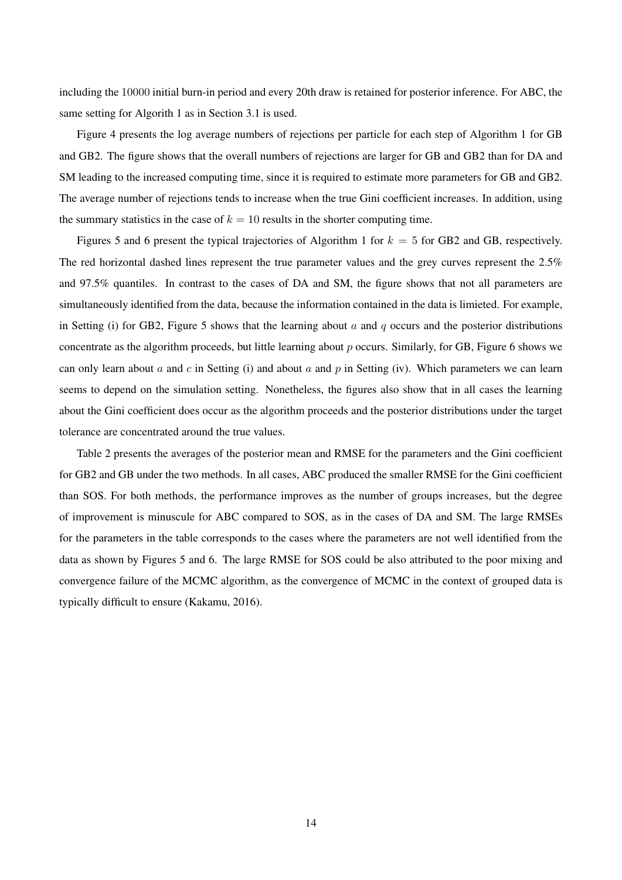including the $10000$ initial burn-in period and every 20th draw is retained for posterior inference. For ABC, the same setting for Algorith 1 as in Section 3.1 is used.

Figure 4 presents the log average numbers of rejections per particle for each step of Algorithm 1 for GB and GB2. The figure shows that the overall numbers of rejections are larger for GB and GB2 than for DA and SM leading to the increased computing time, since it is required to estimate more parameters for GB and GB2. The average number of rejections tends to increase when the true Gini coefficient increases. In addition, using the summary statistics in the case of $k = 10$ results in the shorter computing time.

Figures 5 and 6 present the typical trajectories of Algorithm 1 for $k = 5$ for GB2 and GB, respectively. The red horizontal dashed lines represent the true parameter values and the grey curves represent the 2.5% and 97.5% quantiles. In contrast to the cases of DA and SM, the figure shows that not all parameters are simultaneously identified from the data, because the information contained in the data is limieted. For example, in Setting (i) for GB2, Figure 5 shows that the learning about $a$ and $q$ occurs and the posterior distributions concentrate as the algorithm proceeds, but little learning about $p$ occurs. Similarly, for GB, Figure 6 shows we can only learn about $a$ and $c$ in Setting (i) and about $a$ and $p$ in Setting (iv). Which parameters we can learn seems to depend on the simulation setting. Nonetheless, the figures also show that in all cases the learning about the Gini coefficient does occur as the algorithm proceeds and the posterior distributions under the target tolerance are concentrated around the true values.

Table 2 presents the averages of the posterior mean and RMSE for the parameters and the Gini coefficient for GB2 and GB under the two methods. In all cases, ABC produced the smaller RMSE for the Gini coefficient than SOS. For both methods, the performance improves as the number of groups increases, but the degree of improvement is minuscule for ABC compared to SOS, as in the cases of DA and SM. The large RMSEs for the parameters in the table corresponds to the cases where the parameters are not well identified from the data as shown by Figures 5 and 6. The large RMSE for SOS could be also attributed to the poor mixing and convergence failure of the MCMC algorithm, as the convergence of MCMC in the context of grouped data is typically difficult to ensure (Kakamu, 2016).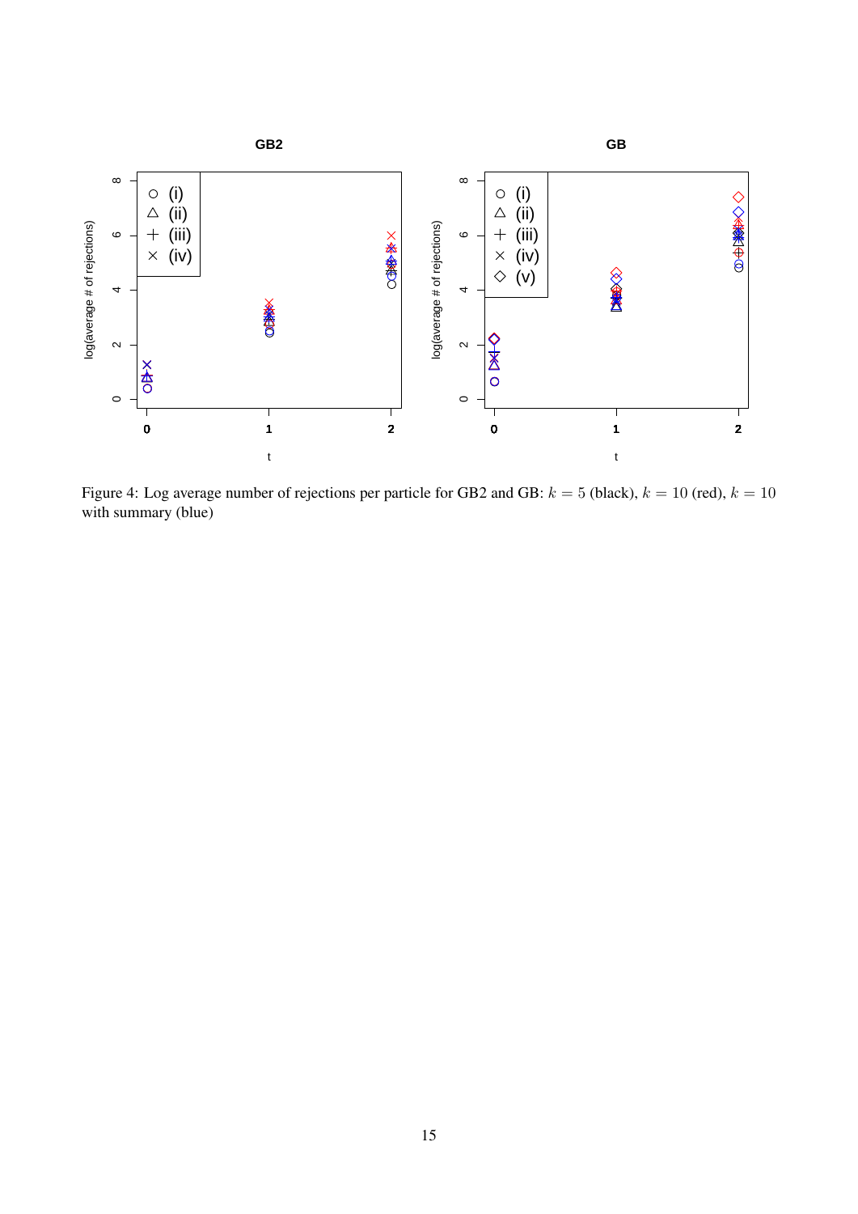Figure 4: Log average number of rejections per particle for GB2 and GB: $k = 5$ (black), $k = 10$ (red), $k = 10$ with summary (blue)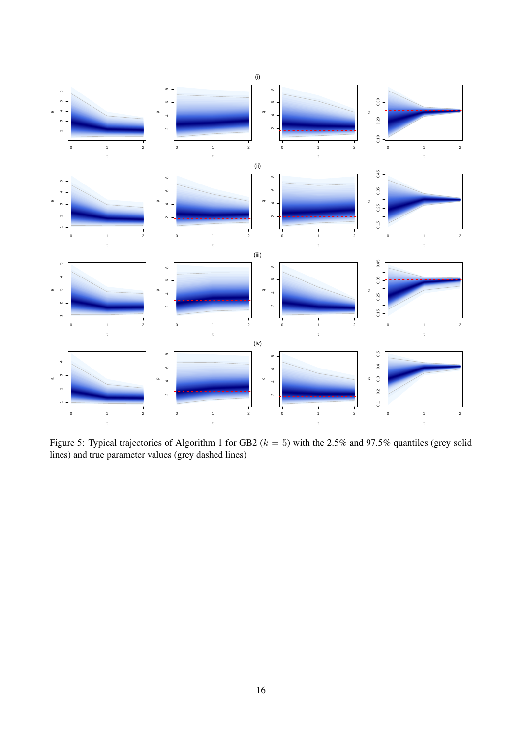Figure 5: Typical trajectories of Algorithm 1 for GB2 ($k = 5$) with the 2.5% and 97.5% quantiles (grey solid lines) and true parameter values (grey dashed lines)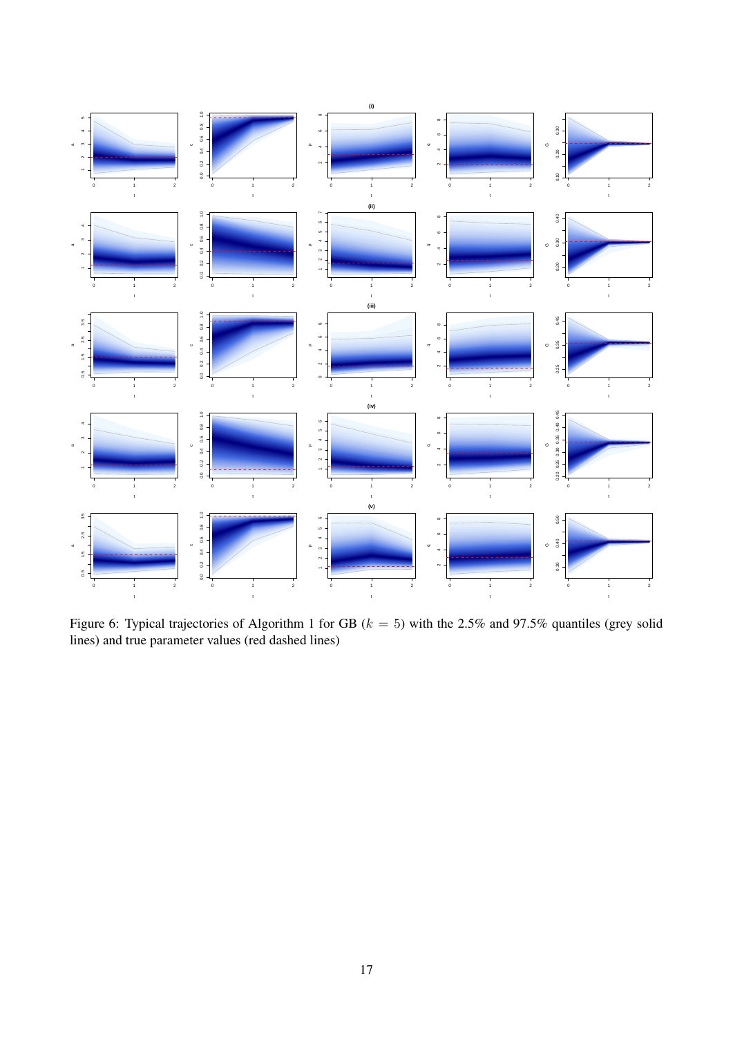Figure 6: Typical trajectories of Algorithm 1 for GB ($k = 5$) with the 2.5% and 97.5% quantiles (grey solid lines) and true parameter values (red dashed lines)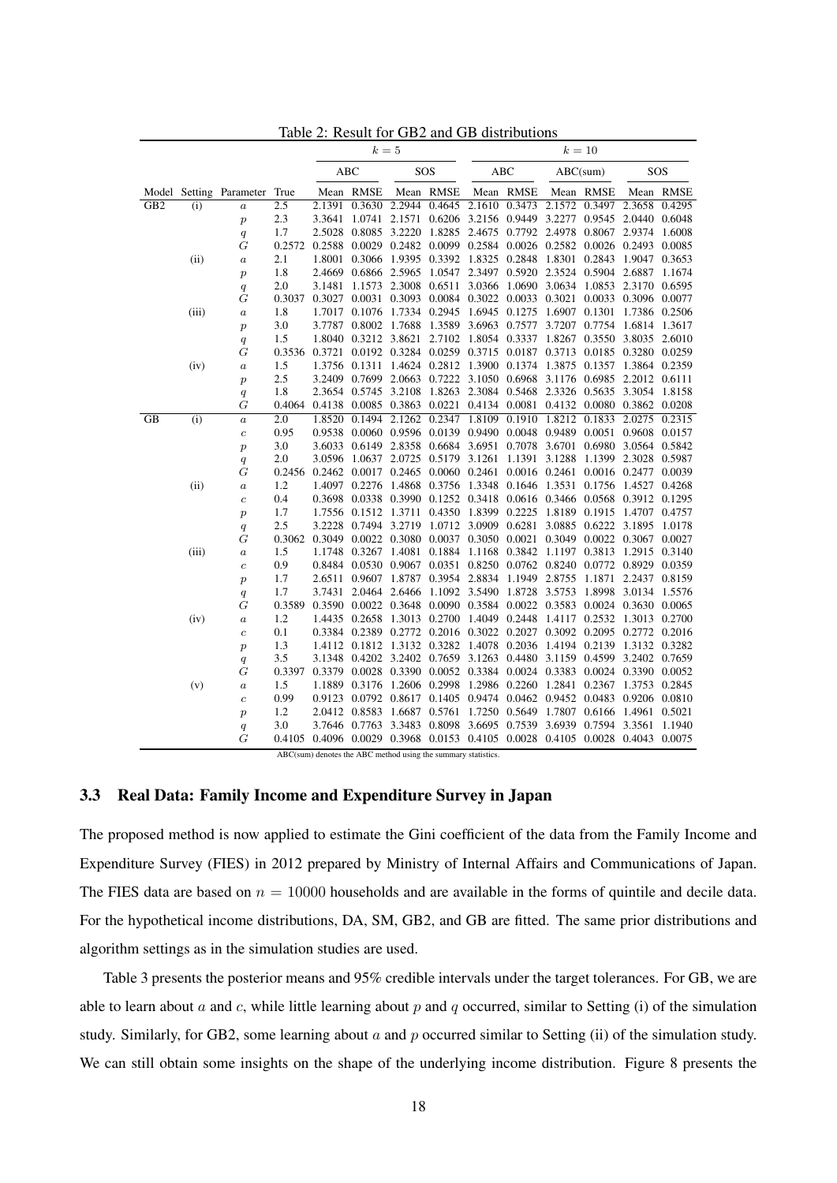Table 2: Result for GB2 and GB distributions

| | | | | $k=5$ | | | | $k=10$ | | | | | |
|---|---|---|---|---|---|---|---|---|---|---|---|---|---|
| | | | | ABC | | SOS | | ABC | | ABC(sum) | | SOS | |
| Model | Setting | Parameter | True | Mean | RMSE | Mean | RMSE | Mean | RMSE | Mean | RMSE | Mean | RMSE |
| GB2 | (i) | $a$ | 2.5 | 2.1391 | 0.3630 | 2.2944 | 0.4645 | 2.1610 | 0.3473 | 2.1572 | 0.3497 | 2.3658 | 0.4295 |
| | | $p$ | 2.3 | 3.3641 | 1.0741 | 2.1571 | 0.6206 | 3.2156 | 0.9449 | 3.2277 | 0.9545 | 2.0440 | 0.6048 |
| | | $q$ | 1.7 | 2.5028 | 0.8085 | 3.2220 | 1.8285 | 2.4675 | 0.7792 | 2.4978 | 0.8067 | 2.9374 | 1.6008 |
| | | $G$ | 0.2572 | 0.2588 | 0.0029 | 0.2482 | 0.0099 | 0.2584 | 0.0026 | 0.2582 | 0.0026 | 0.2493 | 0.0085 |
| | (ii) | $a$ | 2.1 | 1.8001 | 0.3066 | 1.9395 | 0.3392 | 1.8325 | 0.2848 | 1.8301 | 0.2843 | 1.9047 | 0.3653 |
| | | $p$ | 1.8 | 2.4669 | 0.6866 | 2.5965 | 1.0547 | 2.3497 | 0.5920 | 2.3524 | 0.5904 | 2.6887 | 1.1674 |
| | | $q$ | 2.0 | 3.1481 | 1.1573 | 2.3008 | 0.6511 | 3.0366 | 1.0690 | 3.0634 | 1.0853 | 2.3170 | 0.6595 |
| | | $G$ | 0.3037 | 0.3027 | 0.0031 | 0.3093 | 0.0084 | 0.3022 | 0.0033 | 0.3021 | 0.0033 | 0.3096 | 0.0077 |
| | (iii) | $a$ | 1.8 | 1.7017 | 0.1076 | 1.7334 | 0.2945 | 1.6945 | 0.1275 | 1.6907 | 0.1301 | 1.7386 | 0.2506 |
| | | $p$ | 3.0 | 3.7787 | 0.8002 | 1.7688 | 1.3589 | 3.6963 | 0.7577 | 3.7207 | 0.7754 | 1.6814 | 1.3617 |
| | | $q$ | 1.5 | 1.8040 | 0.3212 | 3.8621 | 2.7102 | 1.8054 | 0.3337 | 1.8267 | 0.3550 | 3.8035 | 2.6010 |
| | | $G$ | 0.3536 | 0.3721 | 0.0192 | 0.3284 | 0.0259 | 0.3715 | 0.0187 | 0.3713 | 0.0185 | 0.3280 | 0.0259 |
| | (iv) | $a$ | 1.5 | 1.3756 | 0.1311 | 1.4624 | 0.2812 | 1.3900 | 0.1374 | 1.3875 | 0.1357 | 1.3864 | 0.2359 |
| | | $p$ | 2.5 | 3.2409 | 0.7699 | 2.0663 | 0.7222 | 3.1050 | 0.6968 | 3.1176 | 0.6985 | 2.2012 | 0.6111 |
| | | $q$ | 1.8 | 2.3654 | 0.5745 | 3.2108 | 1.8263 | 2.3084 | 0.5468 | 2.3326 | 0.5635 | 3.3054 | 1.8158 |
| | | $G$ | 0.4064 | 0.4138 | 0.0085 | 0.3863 | 0.0221 | 0.4134 | 0.0081 | 0.4132 | 0.0080 | 0.3862 | 0.0208 |
| GB | (i) | $a$ | 2.0 | 1.8520 | 0.1494 | 2.1262 | 0.2347 | 1.8109 | 0.1910 | 1.8212 | 0.1833 | 2.0275 | 0.2315 |
| | | $c$ | 0.95 | 0.9538 | 0.0060 | 0.9596 | 0.0139 | 0.9490 | 0.0048 | 0.9489 | 0.0051 | 0.9608 | 0.0157 |
| | | $p$ | 3.0 | 3.6033 | 0.6149 | 2.8358 | 0.6684 | 3.6951 | 0.7078 | 3.6701 | 0.6980 | 3.0564 | 0.5842 |
| | | $q$ | 2.0 | 3.0596 | 1.0637 | 2.0725 | 0.5179 | 3.1261 | 1.1391 | 3.1288 | 1.1399 | 2.3028 | 0.5987 |
| | | $G$ | 0.2456 | 0.2462 | 0.0017 | 0.2465 | 0.0060 | 0.2461 | 0.0016 | 0.2461 | 0.0016 | 0.2477 | 0.0039 |
| | (ii) | $a$ | 1.2 | 1.4097 | 0.2276 | 1.4868 | 0.3756 | 1.3348 | 0.1646 | 1.3531 | 0.1756 | 1.4527 | 0.4268 |
| | | $c$ | 0.4 | 0.3698 | 0.0338 | 0.3990 | 0.1252 | 0.3418 | 0.0616 | 0.3466 | 0.0568 | 0.3912 | 0.1295 |
| | | $p$ | 1.7 | 1.7556 | 0.1512 | 1.3711 | 0.4350 | 1.8399 | 0.2225 | 1.8189 | 0.1915 | 1.4707 | 0.4757 |
| | | $q$ | 2.5 | 3.2228 | 0.7494 | 3.2719 | 1.0712 | 3.0909 | 0.6281 | 3.0885 | 0.6222 | 3.1895 | 1.0178 |
| | | $G$ | 0.3062 | 0.3049 | 0.0022 | 0.3080 | 0.0037 | 0.3050 | 0.0021 | 0.3049 | 0.0022 | 0.3067 | 0.0027 |
| | (iii) | $a$ | 1.5 | 1.1748 | 0.3267 | 1.4081 | 0.1884 | 1.1168 | 0.3842 | 1.1197 | 0.3813 | 1.2915 | 0.3140 |
| | | $c$ | 0.9 | 0.8484 | 0.0530 | 0.9067 | 0.0351 | 0.8250 | 0.0762 | 0.8240 | 0.0772 | 0.8929 | 0.0359 |
| | | $p$ | 1.7 | 2.6511 | 0.9607 | 1.8787 | 0.3954 | 2.8834 | 1.1949 | 2.8755 | 1.1871 | 2.2437 | 0.8159 |
| | | $q$ | 1.7 | 3.7431 | 2.0464 | 2.6466 | 1.1092 | 3.5490 | 1.8728 | 3.5753 | 1.8998 | 3.0134 | 1.5576 |
| | | $G$ | 0.3589 | 0.3590 | 0.0022 | 0.3648 | 0.0090 | 0.3584 | 0.0022 | 0.3583 | 0.0024 | 0.3630 | 0.0065 |
| | (iv) | $a$ | 1.2 | 1.4435 | 0.2658 | 1.3013 | 0.2700 | 1.4049 | 0.2448 | 1.4117 | 0.2532 | 1.3013 | 0.2700 |
| | | $c$ | 0.1 | 0.3384 | 0.2389 | 0.2772 | 0.2016 | 0.3022 | 0.2027 | 0.3092 | 0.2095 | 0.2772 | 0.2016 |
| | | $p$ | 1.3 | 1.4112 | 0.1812 | 1.3132 | 0.3282 | 1.4078 | 0.2036 | 1.4194 | 0.2139 | 1.3132 | 0.3282 |
| | | $q$ | 3.5 | 3.1348 | 0.4202 | 3.2402 | 0.7659 | 3.1263 | 0.4480 | 3.1159 | 0.4599 | 3.2402 | 0.7659 |
| | | $G$ | 0.3397 | 0.3379 | 0.0028 | 0.3390 | 0.0052 | 0.3384 | 0.0024 | 0.3383 | 0.0024 | 0.3390 | 0.0052 |
| | (v) | $a$ | 1.5 | 1.1889 | 0.3176 | 1.2606 | 0.2998 | 1.2986 | 0.2260 | 1.2841 | 0.2367 | 1.3753 | 0.2845 |
| | | $c$ | 0.99 | 0.9123 | 0.0792 | 0.8617 | 0.1405 | 0.9474 | 0.0462 | 0.9452 | 0.0483 | 0.9206 | 0.0810 |
| | | $p$ | 1.2 | 2.0412 | 0.8583 | 1.6687 | 0.5761 | 1.7250 | 0.5649 | 1.7807 | 0.6166 | 1.4961 | 0.5021 |
| | | $q$ | 3.0 | 3.7646 | 0.7763 | 3.3483 | 0.8098 | 3.6695 | 0.7539 | 3.6939 | 0.7594 | 3.3561 | 1.1940 |
| | | $G$ | 0.4105 | 0.4096 | 0.0029 | 0.3968 | 0.0153 | 0.4105 | 0.0028 | 0.4105 | 0.0028 | 0.4043 | 0.0075 |

ABC(sum) denotes the ABC method using the summary statistics.

### 3.3 Real Data: Family Income and Expenditure Survey in Japan

The proposed method is now applied to estimate the Gini coefficient of the data from the Family Income and Expenditure Survey (FIES) in 2012 prepared by Ministry of Internal Affairs and Communications of Japan. The FIES data are based on $n = 10000$ households and are available in the forms of quintile and decile data. For the hypothetical income distributions, DA, SM, GB2, and GB are fitted. The same prior distributions and algorithm settings as in the simulation studies are used.

Table 3 presents the posterior means and 95% credible intervals under the target tolerances. For GB, we are able to learn about $a$ and $c$, while little learning about $p$ and $q$ occurred, similar to Setting (i) of the simulation study. Similarly, for GB2, some learning about $a$ and $p$ occurred similar to Setting (ii) of the simulation study. We can still obtain some insights on the shape of the underlying income distribution. Figure 8 presents the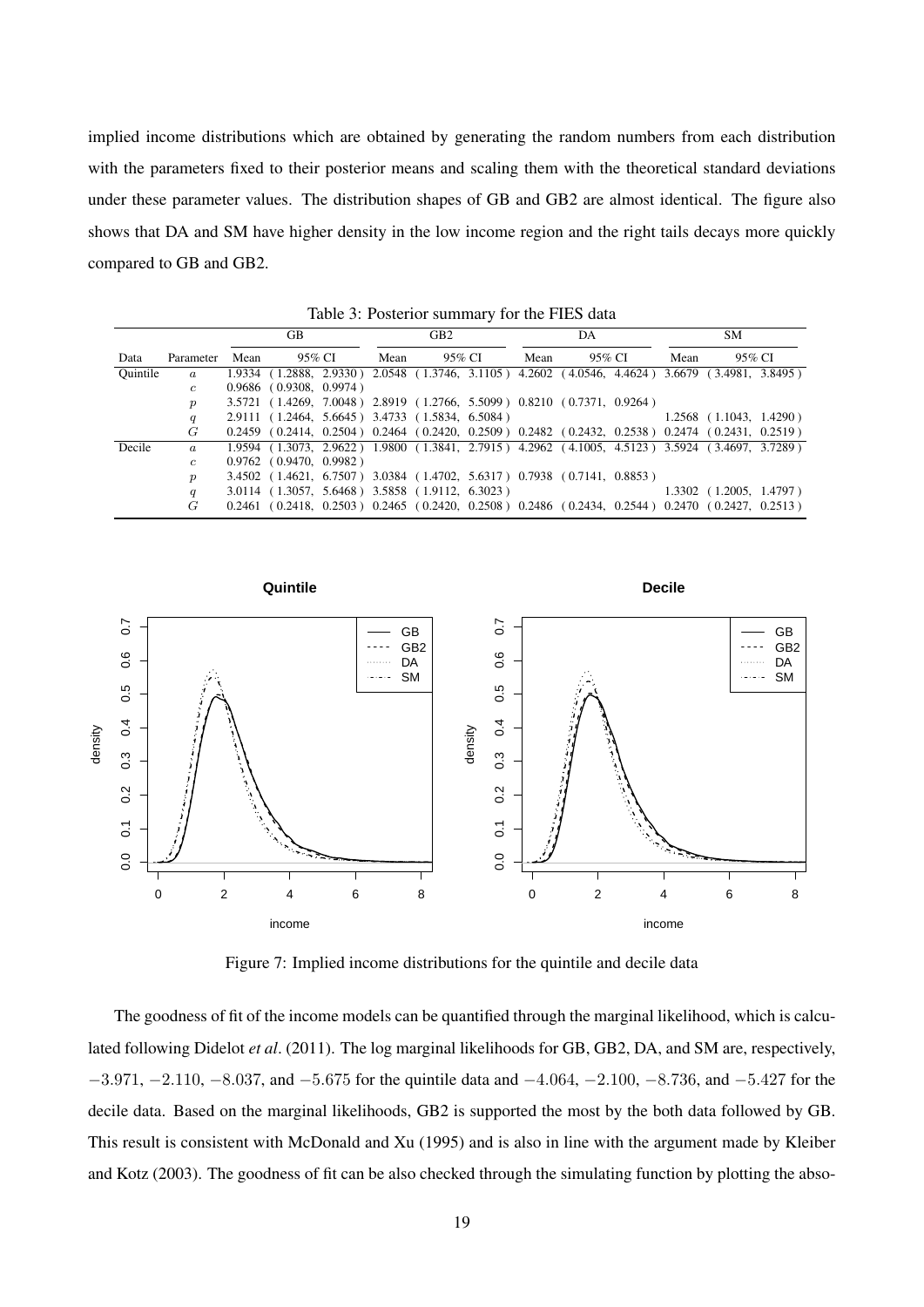implied income distributions which are obtained by generating the random numbers from each distribution with the parameters fixed to their posterior means and scaling them with the theoretical standard deviations under these parameter values. The distribution shapes of GB and GB2 are almost identical. The figure also shows that DA and SM have higher density in the low income region and the right tails decays more quickly compared to GB and GB2.

Table 3: Posterior summary for the FIES data

| | | GB | | GB2 | | DA | | SM | |
|---|---|---|---|---|---|---|---|---|---|
| Data | Parameter | Mean | 95% CI | Mean | 95% CI | Mean | 95% CI | Mean | 95% CI |
| Quintile | $a$ | 1.9334 | ( 1.2888, 2.9330 ) | 2.0548 | ( 1.3746, 3.1105 ) | 4.2602 | ( 4.0546, 4.4624 ) | 3.6679 | ( 3.4981, 3.8495 ) |
| | $c$ | 0.9686 | ( 0.9308, 0.9974 ) | | | | | | |
| | $p$ | 3.5721 | ( 1.4269, 7.0048 ) | 2.8919 | ( 1.2766, 5.5099 ) | 0.8210 | ( 0.7371, 0.9264 ) | | |
| | $q$ | 2.9111 | ( 1.2464, 5.6645 ) | 3.4733 | ( 1.5834, 6.5084 ) | | | 1.2568 | ( 1.1043, 1.4290 ) |
| | $G$ | 0.2459 | ( 0.2414, 0.2504 ) | 0.2464 | ( 0.2420, 0.2509 ) | 0.2482 | ( 0.2432, 0.2538 ) | 0.2474 | ( 0.2431, 0.2519 ) |
| Decile | $a$ | 1.9594 | ( 1.3073, 2.9622 ) | 1.9800 | ( 1.3841, 2.7915 ) | 4.2962 | ( 4.1005, 4.5123 ) | 3.5924 | ( 3.4697, 3.7289 ) |
| | $c$ | 0.9762 | ( 0.9470, 0.9982 ) | | | | | | |
| | $p$ | 3.4502 | ( 1.4621, 6.7507 ) | 3.0384 | ( 1.4702, 5.6317 ) | 0.7938 | ( 0.7141, 0.8853 ) | | |
| | $q$ | 3.0114 | ( 1.3057, 5.6468 ) | 3.5858 | ( 1.9112, 6.3023 ) | | | 1.3302 | ( 1.2005, 1.4797 ) |
| | $G$ | 0.2461 | ( 0.2418, 0.2503 ) | 0.2465 | ( 0.2420, 0.2508 ) | 0.2486 | ( 0.2434, 0.2544 ) | 0.2470 | ( 0.2427, 0.2513 ) |

Figure 7: Implied income distributions for the quintile and decile data

The goodness of fit of the income models can be quantified through the marginal likelihood, which is calculated following Didelot *et al*. (2011). The log marginal likelihoods for GB, GB2, DA, and SM are, respectively, $-3.971$, $-2.110$, $-8.037$, and $-5.675$ for the quintile data and $-4.064$, $-2.100$, $-8.736$, and $-5.427$ for the decile data. Based on the marginal likelihoods, GB2 is supported the most by the both data followed by GB. This result is consistent with McDonald and Xu (1995) and is also in line with the argument made by Kleiber and Kotz (2003). The goodness of fit can be also checked through the simulating function by plotting the abso-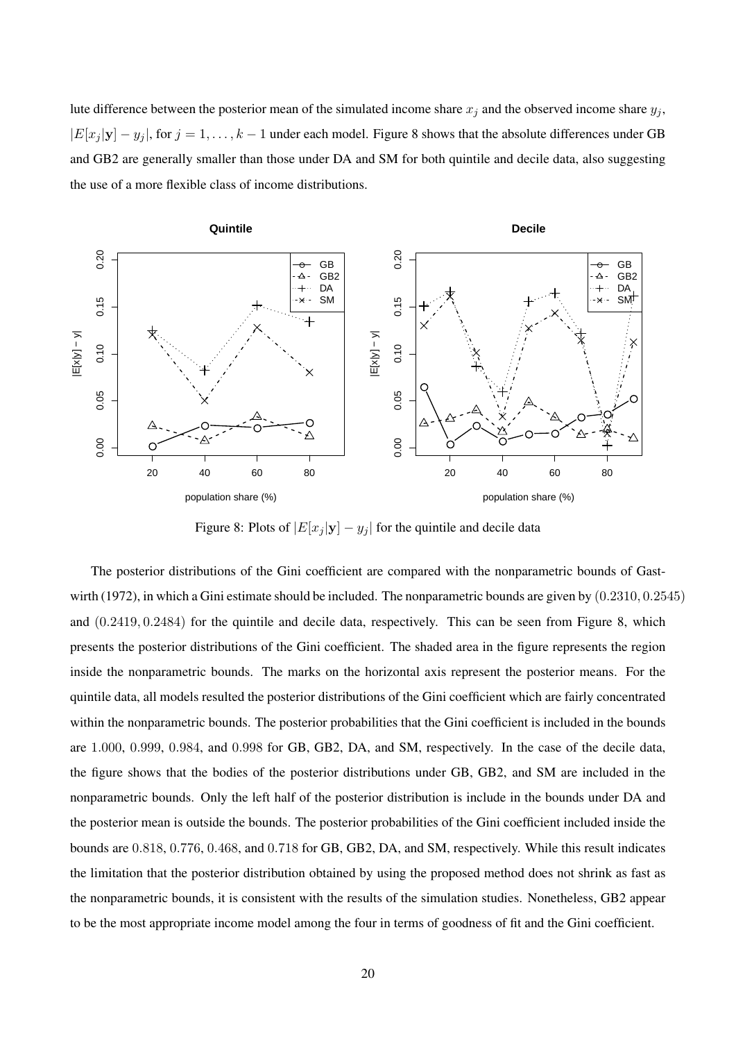lute difference between the posterior mean of the simulated income share $x_j$ and the observed income share $y_j$, $|E[x_j|\mathbf{y}] - y_j|$, for $j = 1, \ldots, k-1$ under each model. Figure 8 shows that the absolute differences under GB and GB2 are generally smaller than those under DA and SM for both quintile and decile data, also suggesting the use of a more flexible class of income distributions.

Figure 8: Plots of $|E[x_j|\mathbf{y}] - y_j|$ for the quintile and decile data

The posterior distributions of the Gini coefficient are compared with the nonparametric bounds of Gastwirth (1972), in which a Gini estimate should be included. The nonparametric bounds are given by $(0.2310, 0.2545)$ and $(0.2419, 0.2484)$ for the quintile and decile data, respectively. This can be seen from Figure 8, which presents the posterior distributions of the Gini coefficient. The shaded area in the figure represents the region inside the nonparametric bounds. The marks on the horizontal axis represent the posterior means. For the quintile data, all models resulted the posterior distributions of the Gini coefficient which are fairly concentrated within the nonparametric bounds. The posterior probabilities that the Gini coefficient is included in the bounds are $1.000$, $0.999$, $0.984$, and $0.998$ for GB, GB2, DA, and SM, respectively. In the case of the decile data, the figure shows that the bodies of the posterior distributions under GB, GB2, and SM are included in the nonparametric bounds. Only the left half of the posterior distribution is include in the bounds under DA and the posterior mean is outside the bounds. The posterior probabilities of the Gini coefficient included inside the bounds are $0.818$, $0.776$, $0.468$, and $0.718$ for GB, GB2, DA, and SM, respectively. While this result indicates the limitation that the posterior distribution obtained by using the proposed method does not shrink as fast as the nonparametric bounds, it is consistent with the results of the simulation studies. Nonetheless, GB2 appear to be the most appropriate income model among the four in terms of goodness of fit and the Gini coefficient.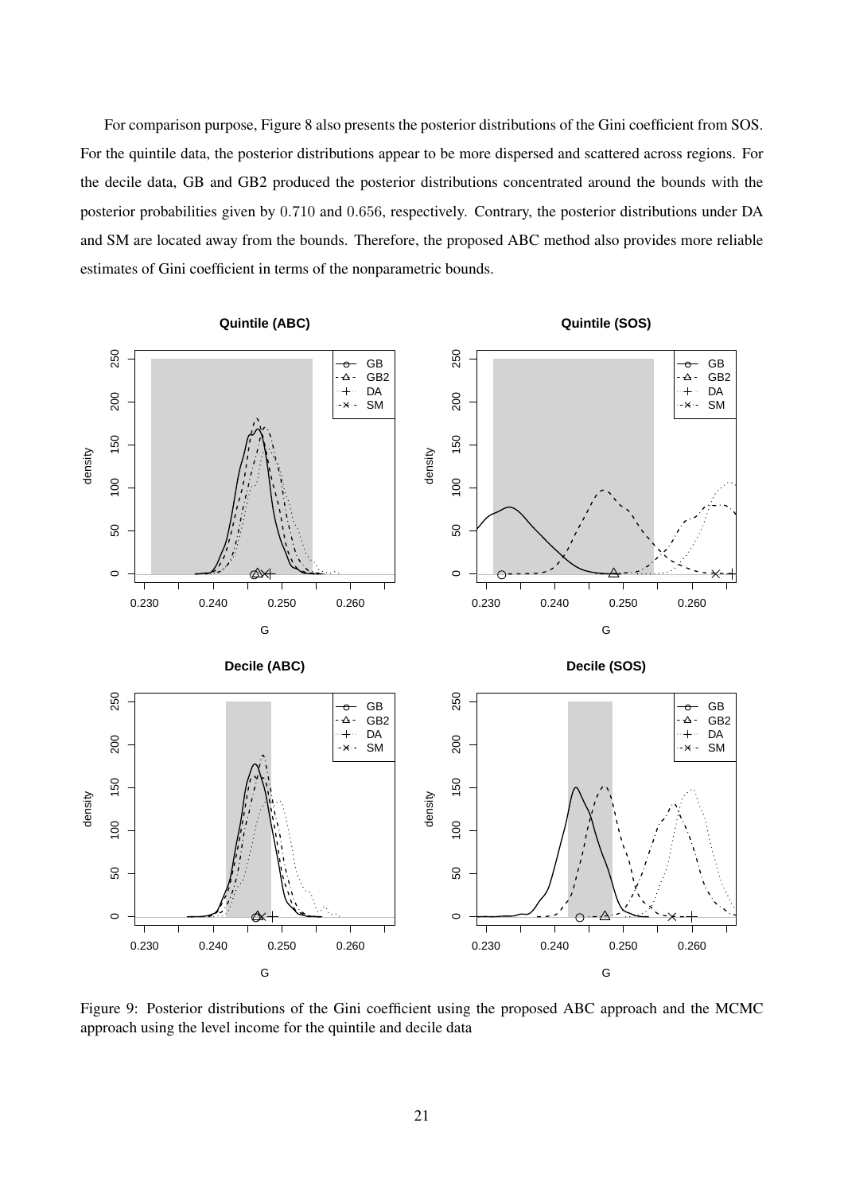For comparison purpose, Figure 8 also presents the posterior distributions of the Gini coefficient from SOS. For the quintile data, the posterior distributions appear to be more dispersed and scattered across regions. For the decile data, GB and GB2 produced the posterior distributions concentrated around the bounds with the posterior probabilities given by $0.710$ and $0.656$, respectively. Contrary, the posterior distributions under DA and SM are located away from the bounds. Therefore, the proposed ABC method also provides more reliable estimates of Gini coefficient in terms of the nonparametric bounds.

Figure 9: Posterior distributions of the Gini coefficient using the proposed ABC approach and the MCMC approach using the level income for the quintile and decile data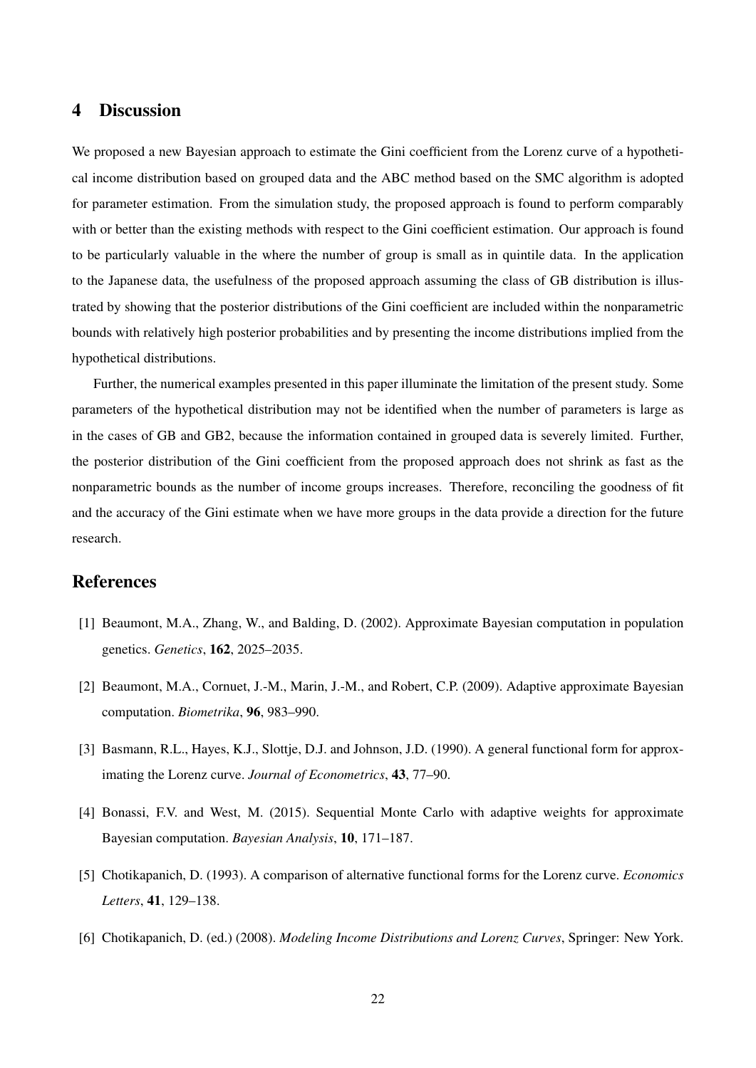## 4 Discussion

We proposed a new Bayesian approach to estimate the Gini coefficient from the Lorenz curve of a hypothetical income distribution based on grouped data and the ABC method based on the SMC algorithm is adopted for parameter estimation. From the simulation study, the proposed approach is found to perform comparably with or better than the existing methods with respect to the Gini coefficient estimation. Our approach is found to be particularly valuable in the where the number of group is small as in quintile data. In the application to the Japanese data, the usefulness of the proposed approach assuming the class of GB distribution is illustrated by showing that the posterior distributions of the Gini coefficient are included within the nonparametric bounds with relatively high posterior probabilities and by presenting the income distributions implied from the hypothetical distributions.

Further, the numerical examples presented in this paper illuminate the limitation of the present study. Some parameters of the hypothetical distribution may not be identified when the number of parameters is large as in the cases of GB and GB2, because the information contained in grouped data is severely limited. Further, the posterior distribution of the Gini coefficient from the proposed approach does not shrink as fast as the nonparametric bounds as the number of income groups increases. Therefore, reconciling the goodness of fit and the accuracy of the Gini estimate when we have more groups in the data provide a direction for the future research.

## References

[1] Beaumont, M.A., Zhang, W., and Balding, D. (2002). Approximate Bayesian computation in population genetics. *Genetics*, **162**, 2025–2035.

[2] Beaumont, M.A., Cornuet, J.-M., Marin, J.-M., and Robert, C.P. (2009). Adaptive approximate Bayesian computation. *Biometrika*, **96**, 983–990.

[3] Basmann, R.L., Hayes, K.J., Slottje, D.J. and Johnson, J.D. (1990). A general functional form for approximating the Lorenz curve. *Journal of Econometrics*, **43**, 77–90.

[4] Bonassi, F.V. and West, M. (2015). Sequential Monte Carlo with adaptive weights for approximate Bayesian computation. *Bayesian Analysis*, **10**, 171–187.

[5] Chotikapanich, D. (1993). A comparison of alternative functional forms for the Lorenz curve. *Economics Letters*, **41**, 129–138.

[6] Chotikapanich, D. (ed.) (2008). *Modeling Income Distributions and Lorenz Curves*, Springer: New York.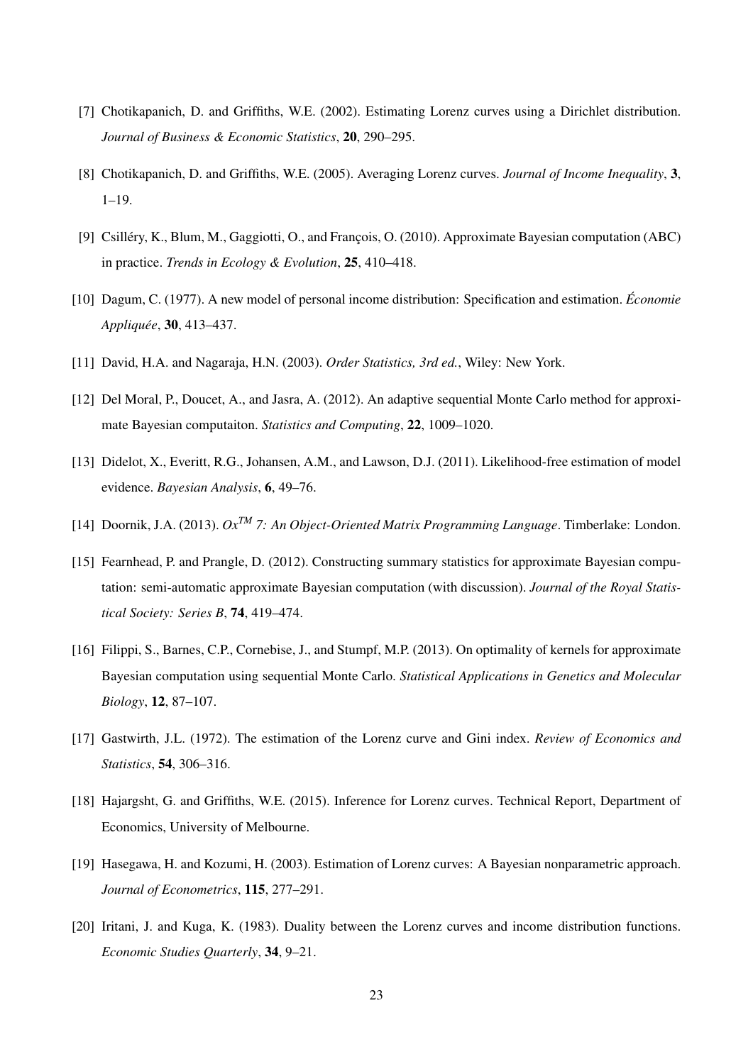[7] Chotikapanich, D. and Griffiths, W.E. (2002). Estimating Lorenz curves using a Dirichlet distribution. *Journal of Business & Economic Statistics*, **20**, 290–295.

[8] Chotikapanich, D. and Griffiths, W.E. (2005). Averaging Lorenz curves. *Journal of Income Inequality*, **3**, 1–19.

[9] Csilléry, K., Blum, M., Gaggiotti, O., and François, O. (2010). Approximate Bayesian computation (ABC) in practice. *Trends in Ecology & Evolution*, **25**, 410–418.

[10] Dagum, C. (1977). A new model of personal income distribution: Specification and estimation. *Économie Appliquée*, **30**, 413–437.

[11] David, H.A. and Nagaraja, H.N. (2003). *Order Statistics, 3rd ed.*, Wiley: New York.

[12] Del Moral, P., Doucet, A., and Jasra, A. (2012). An adaptive sequential Monte Carlo method for approximate Bayesian computaiton. *Statistics and Computing*, **22**, 1009–1020.

[13] Didelot, X., Everitt, R.G., Johansen, A.M., and Lawson, D.J. (2011). Likelihood-free estimation of model evidence. *Bayesian Analysis*, **6**, 49–76.

[14] Doornik, J.A. (2013). *Ox™ 7: An Object-Oriented Matrix Programming Language*. Timberlake: London.

[15] Fearnhead, P. and Prangle, D. (2012). Constructing summary statistics for approximate Bayesian computation: semi-automatic approximate Bayesian computation (with discussion). *Journal of the Royal Statistical Society: Series B*, **74**, 419–474.

[16] Filippi, S., Barnes, C.P., Cornebise, J., and Stumpf, M.P. (2013). On optimality of kernels for approximate Bayesian computation using sequential Monte Carlo. *Statistical Applications in Genetics and Molecular Biology*, **12**, 87–107.

[17] Gastwirth, J.L. (1972). The estimation of the Lorenz curve and Gini index. *Review of Economics and Statistics*, **54**, 306–316.

[18] Hajargsht, G. and Griffiths, W.E. (2015). Inference for Lorenz curves. Technical Report, Department of Economics, University of Melbourne.

[19] Hasegawa, H. and Kozumi, H. (2003). Estimation of Lorenz curves: A Bayesian nonparametric approach. *Journal of Econometrics*, **115**, 277–291.

[20] Iritani, J. and Kuga, K. (1983). Duality between the Lorenz curves and income distribution functions. *Economic Studies Quarterly*, **34**, 9–21.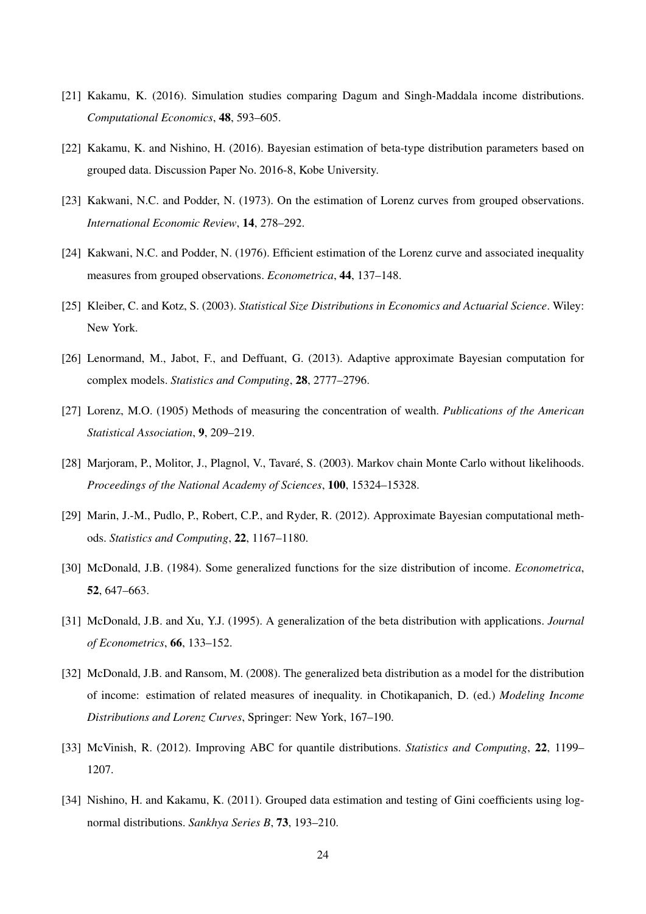[21] Kakamu, K. (2016). Simulation studies comparing Dagum and Singh-Maddala income distributions. *Computational Economics*, **48**, 593–605.

[22] Kakamu, K. and Nishino, H. (2016). Bayesian estimation of beta-type distribution parameters based on grouped data. Discussion Paper No. 2016-8, Kobe University.

[23] Kakwani, N.C. and Podder, N. (1973). On the estimation of Lorenz curves from grouped observations. *International Economic Review*, **14**, 278–292.

[24] Kakwani, N.C. and Podder, N. (1976). Efficient estimation of the Lorenz curve and associated inequality measures from grouped observations. *Econometrica*, **44**, 137–148.

[25] Kleiber, C. and Kotz, S. (2003). *Statistical Size Distributions in Economics and Actuarial Science*. Wiley: New York.

[26] Lenormand, M., Jabot, F., and Deffuant, G. (2013). Adaptive approximate Bayesian computation for complex models. *Statistics and Computing*, **28**, 2777–2796.

[27] Lorenz, M.O. (1905) Methods of measuring the concentration of wealth. *Publications of the American Statistical Association*, **9**, 209–219.

[28] Marjoram, P., Molitor, J., Plagnol, V., Tavaré, S. (2003). Markov chain Monte Carlo without likelihoods. *Proceedings of the National Academy of Sciences*, **100**, 15324–15328.

[29] Marin, J.-M., Pudlo, P., Robert, C.P., and Ryder, R. (2012). Approximate Bayesian computational methods. *Statistics and Computing*, **22**, 1167–1180.

[30] McDonald, J.B. (1984). Some generalized functions for the size distribution of income. *Econometrica*, **52**, 647–663.

[31] McDonald, J.B. and Xu, Y.J. (1995). A generalization of the beta distribution with applications. *Journal of Econometrics*, **66**, 133–152.

[32] McDonald, J.B. and Ransom, M. (2008). The generalized beta distribution as a model for the distribution of income: estimation of related measures of inequality. in Chotikapanich, D. (ed.) *Modeling Income Distributions and Lorenz Curves*, Springer: New York, 167–190.

[33] McVinish, R. (2012). Improving ABC for quantile distributions. *Statistics and Computing*, **22**, 1199–1207.

[34] Nishino, H. and Kakamu, K. (2011). Grouped data estimation and testing of Gini coefficients using lognormal distributions. *Sankhya Series B*, **73**, 193–210.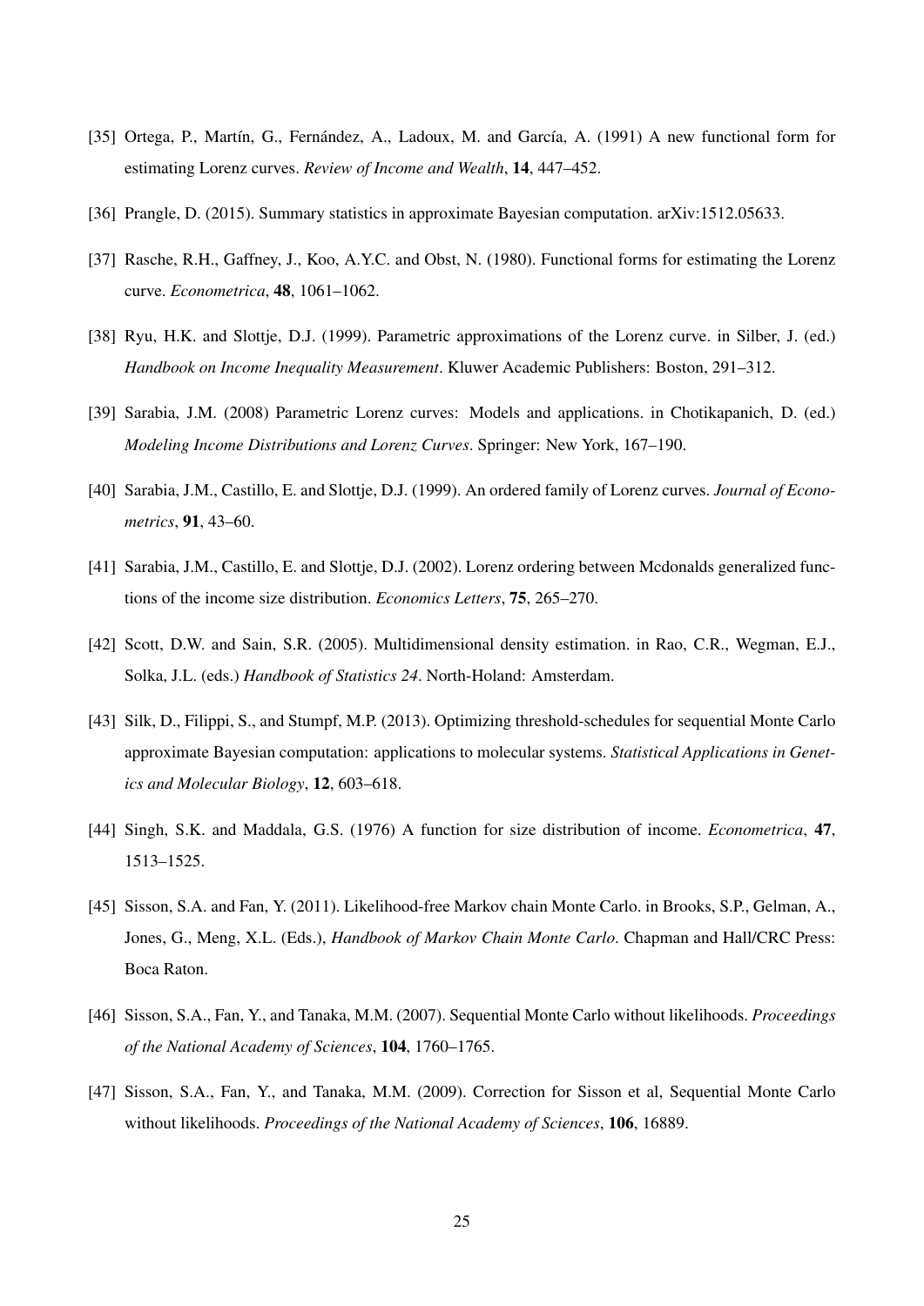[35] Ortega, P., Martín, G., Fernández, A., Ladoux, M. and García, A. (1991) A new functional form for estimating Lorenz curves. *Review of Income and Wealth*, **14**, 447–452.

[36] Prangle, D. (2015). Summary statistics in approximate Bayesian computation. arXiv:1512.05633.

[37] Rasche, R.H., Gaffney, J., Koo, A.Y.C. and Obst, N. (1980). Functional forms for estimating the Lorenz curve. *Econometrica*, **48**, 1061–1062.

[38] Ryu, H.K. and Slottje, D.J. (1999). Parametric approximations of the Lorenz curve. in Silber, J. (ed.) *Handbook on Income Inequality Measurement*. Kluwer Academic Publishers: Boston, 291–312.

[39] Sarabia, J.M. (2008) Parametric Lorenz curves: Models and applications. in Chotikapanich, D. (ed.) *Modeling Income Distributions and Lorenz Curves*. Springer: New York, 167–190.

[40] Sarabia, J.M., Castillo, E. and Slottje, D.J. (1999). An ordered family of Lorenz curves. *Journal of Econometrics*, **91**, 43–60.

[41] Sarabia, J.M., Castillo, E. and Slottje, D.J. (2002). Lorenz ordering between Mcdonalds generalized functions of the income size distribution. *Economics Letters*, **75**, 265–270.

[42] Scott, D.W. and Sain, S.R. (2005). Multidimensional density estimation. in Rao, C.R., Wegman, E.J., Solka, J.L. (eds.) *Handbook of Statistics 24*. North-Holand: Amsterdam.

[43] Silk, D., Filippi, S., and Stumpf, M.P. (2013). Optimizing threshold-schedules for sequential Monte Carlo approximate Bayesian computation: applications to molecular systems. *Statistical Applications in Genetics and Molecular Biology*, **12**, 603–618.

[44] Singh, S.K. and Maddala, G.S. (1976) A function for size distribution of income. *Econometrica*, **47**, 1513–1525.

[45] Sisson, S.A. and Fan, Y. (2011). Likelihood-free Markov chain Monte Carlo. in Brooks, S.P., Gelman, A., Jones, G., Meng, X.L. (Eds.), *Handbook of Markov Chain Monte Carlo*. Chapman and Hall/CRC Press: Boca Raton.

[46] Sisson, S.A., Fan, Y., and Tanaka, M.M. (2007). Sequential Monte Carlo without likelihoods. *Proceedings of the National Academy of Sciences*, **104**, 1760–1765.

[47] Sisson, S.A., Fan, Y., and Tanaka, M.M. (2009). Correction for Sisson et al, Sequential Monte Carlo without likelihoods. *Proceedings of the National Academy of Sciences*, **106**, 16889.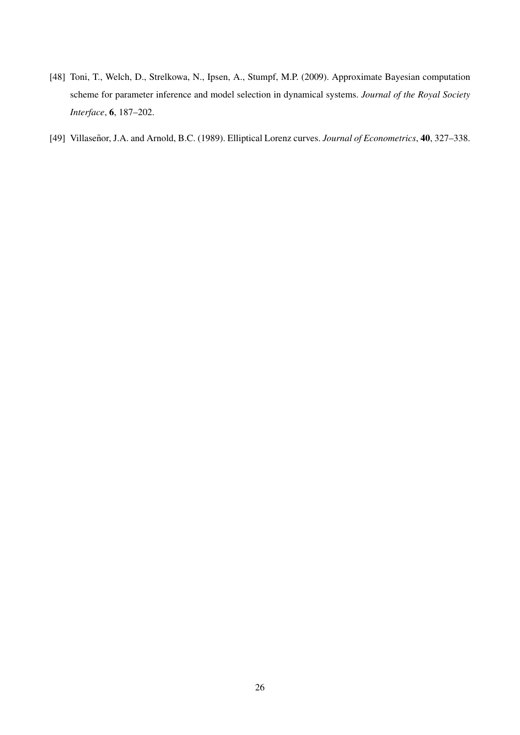[48] Toni, T., Welch, D., Strelkowa, N., Ipsen, A., Stumpf, M.P. (2009). Approximate Bayesian computation scheme for parameter inference and model selection in dynamical systems. *Journal of the Royal Society Interface*, **6**, 187–202.

[49] Villaseñor, J.A. and Arnold, B.C. (1989). Elliptical Lorenz curves. *Journal of Econometrics*, **40**, 327–338.